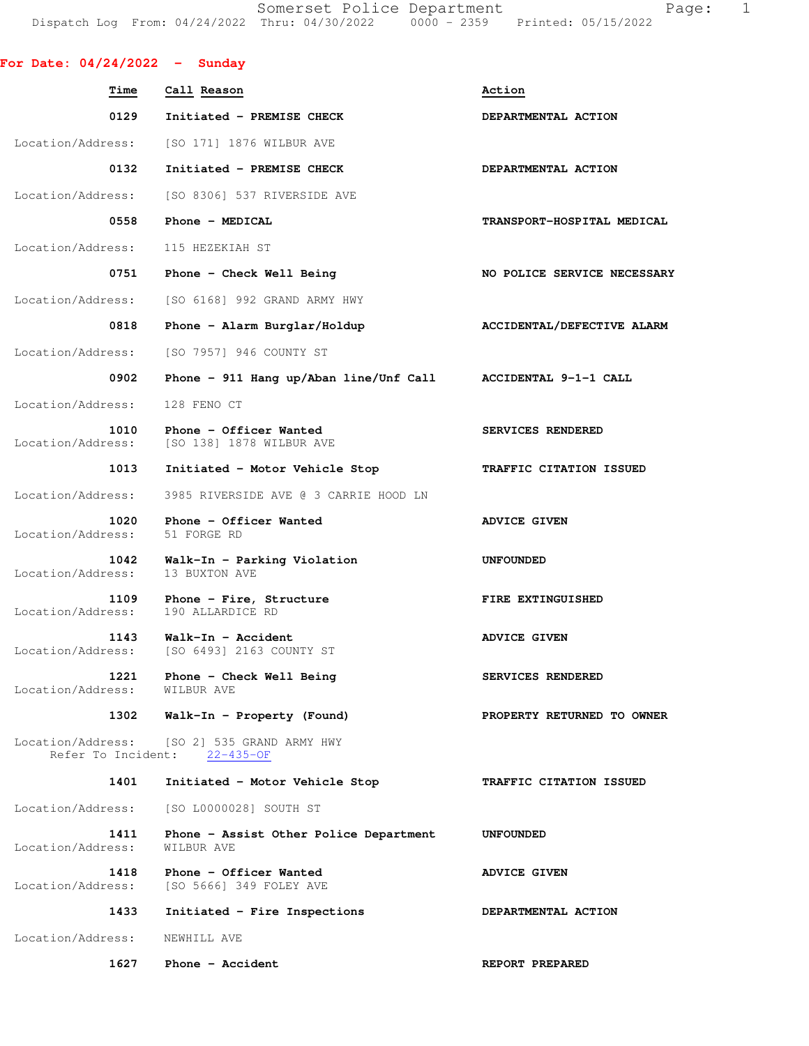Somerset Police Department
Dispatch Log From: 04/24/2022 Thru: 04/30/2022 0000 - 2359 Printed: 05/15/2022

## For Date: 04/24/2022 - Sunday

| Time | Call Reason | Action |
|---|---|---|
| 0129 | Initiated - PREMISE CHECK | DEPARTMENTAL ACTION |
| | Location/Address: [SO 171] 1876 WILBUR AVE | |
| 0132 | Initiated - PREMISE CHECK | DEPARTMENTAL ACTION |
| | Location/Address: [SO 8306] 537 RIVERSIDE AVE | |
| 0558 | Phone - MEDICAL | TRANSPORT-HOSPITAL MEDICAL |
| | Location/Address: 115 HEZEKIAH ST | |
| 0751 | Phone - Check Well Being | NO POLICE SERVICE NECESSARY |
| | Location/Address: [SO 6168] 992 GRAND ARMY HWY | |
| 0818 | Phone - Alarm Burglar/Holdup | ACCIDENTAL/DEFECTIVE ALARM |
| | Location/Address: [SO 7957] 946 COUNTY ST | |
| 0902 | Phone - 911 Hang up/Aban line/Unf Call | ACCIDENTAL 9-1-1 CALL |
| | Location/Address: 128 FENO CT | |
| 1010 | Phone - Officer Wanted | SERVICES RENDERED |
| | Location/Address: [SO 138] 1878 WILBUR AVE | |
| 1013 | Initiated - Motor Vehicle Stop | TRAFFIC CITATION ISSUED |
| | Location/Address: 3985 RIVERSIDE AVE @ 3 CARRIE HOOD LN | |
| 1020 | Phone - Officer Wanted | ADVICE GIVEN |
| | Location/Address: 51 FORGE RD | |
| 1042 | Walk-In - Parking Violation | UNFOUNDED |
| | Location/Address: 13 BUXTON AVE | |
| 1109 | Phone - Fire, Structure | FIRE EXTINGUISHED |
| | Location/Address: 190 ALLARDICE RD | |
| 1143 | Walk-In - Accident | ADVICE GIVEN |
| | Location/Address: [SO 6493] 2163 COUNTY ST | |
| 1221 | Phone - Check Well Being | SERVICES RENDERED |
| | Location/Address: WILBUR AVE | |
| 1302 | Walk-In - Property (Found) | PROPERTY RETURNED TO OWNER |
| | Location/Address: [SO 2] 535 GRAND ARMY HWY<br>Refer To Incident: 22-435-OF | |
| 1401 | Initiated - Motor Vehicle Stop | TRAFFIC CITATION ISSUED |
| | Location/Address: [SO L0000028] SOUTH ST | |
| 1411 | Phone - Assist Other Police Department | UNFOUNDED |
| | Location/Address: WILBUR AVE | |
| 1418 | Phone - Officer Wanted | ADVICE GIVEN |
| | Location/Address: [SO 5666] 349 FOLEY AVE | |
| 1433 | Initiated - Fire Inspections | DEPARTMENTAL ACTION |
| | Location/Address: NEWHILL AVE | |
| 1627 | Phone - Accident | REPORT PREPARED |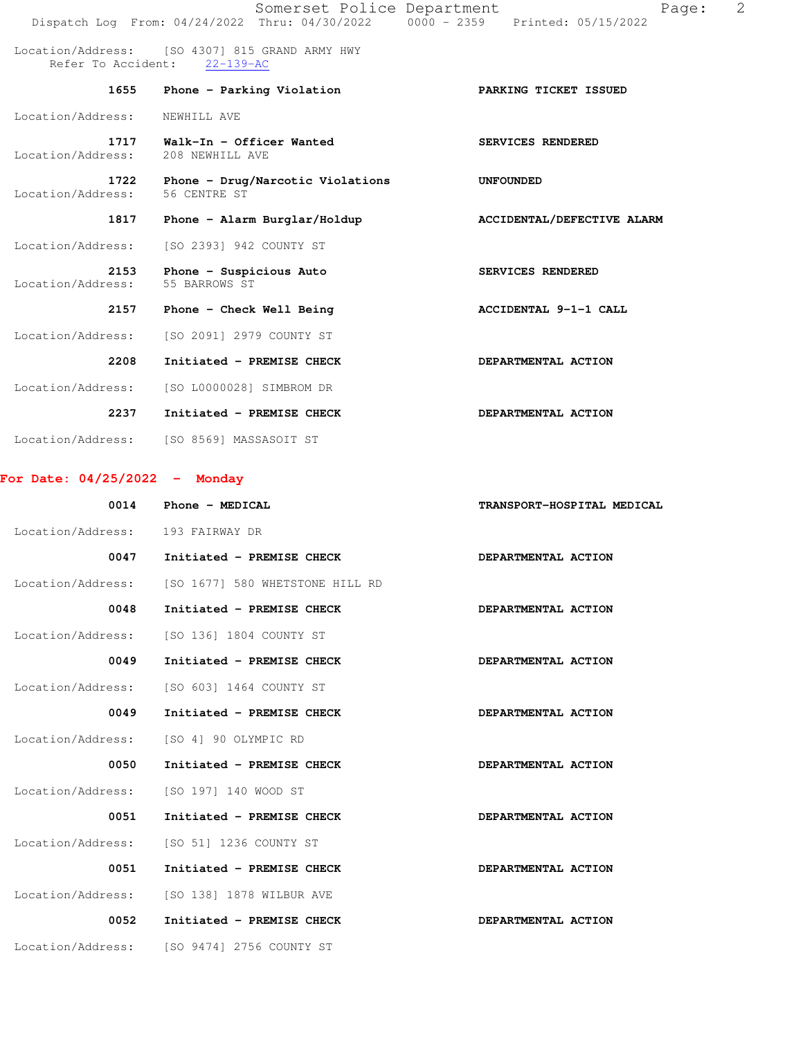Location/Address: [SO 4307] 815 GRAND ARMY HWY
Refer To Accident: 22-139-AC

| Time | Call | Disposition |
|---|---|---|
| 1655 | Phone - Parking Violation | PARKING TICKET ISSUED |

Location/Address: NEWHILL AVE

| Time | Call | Disposition |
|---|---|---|
| 1717 | Walk-In - Officer Wanted | SERVICES RENDERED |

Location/Address: 208 NEWHILL AVE

| Time | Call | Disposition |
|---|---|---|
| 1722 | Phone - Drug/Narcotic Violations | UNFOUNDED |

Location/Address: 56 CENTRE ST

| Time | Call | Disposition |
|---|---|---|
| 1817 | Phone - Alarm Burglar/Holdup | ACCIDENTAL/DEFECTIVE ALARM |

Location/Address: [SO 2393] 942 COUNTY ST

| Time | Call | Disposition |
|---|---|---|
| 2153 | Phone - Suspicious Auto | SERVICES RENDERED |

Location/Address: 55 BARROWS ST

| Time | Call | Disposition |
|---|---|---|
| 2157 | Phone - Check Well Being | ACCIDENTAL 9-1-1 CALL |

Location/Address: [SO 2091] 2979 COUNTY ST

| Time | Call | Disposition |
|---|---|---|
| 2208 | Initiated - PREMISE CHECK | DEPARTMENTAL ACTION |

Location/Address: [SO L0000028] SIMBROM DR

| Time | Call | Disposition |
|---|---|---|
| 2237 | Initiated - PREMISE CHECK | DEPARTMENTAL ACTION |

Location/Address: [SO 8569] MASSASOIT ST

## For Date: 04/25/2022 - Monday

| Time | Call | Disposition |
|---|---|---|
| 0014 | Phone - MEDICAL | TRANSPORT-HOSPITAL MEDICAL |

Location/Address: 193 FAIRWAY DR

| Time | Call | Disposition |
|---|---|---|
| 0047 | Initiated - PREMISE CHECK | DEPARTMENTAL ACTION |

Location/Address: [SO 1677] 580 WHETSTONE HILL RD

| Time | Call | Disposition |
|---|---|---|
| 0048 | Initiated - PREMISE CHECK | DEPARTMENTAL ACTION |

Location/Address: [SO 136] 1804 COUNTY ST

| Time | Call | Disposition |
|---|---|---|
| 0049 | Initiated - PREMISE CHECK | DEPARTMENTAL ACTION |

Location/Address: [SO 603] 1464 COUNTY ST

| Time | Call | Disposition |
|---|---|---|
| 0049 | Initiated - PREMISE CHECK | DEPARTMENTAL ACTION |

Location/Address: [SO 4] 90 OLYMPIC RD

| Time | Call | Disposition |
|---|---|---|
| 0050 | Initiated - PREMISE CHECK | DEPARTMENTAL ACTION |

Location/Address: [SO 197] 140 WOOD ST

| Time | Call | Disposition |
|---|---|---|
| 0051 | Initiated - PREMISE CHECK | DEPARTMENTAL ACTION |

Location/Address: [SO 51] 1236 COUNTY ST

| Time | Call | Disposition |
|---|---|---|
| 0051 | Initiated - PREMISE CHECK | DEPARTMENTAL ACTION |

Location/Address: [SO 138] 1878 WILBUR AVE

| Time | Call | Disposition |
|---|---|---|
| 0052 | Initiated - PREMISE CHECK | DEPARTMENTAL ACTION |

Location/Address: [SO 9474] 2756 COUNTY ST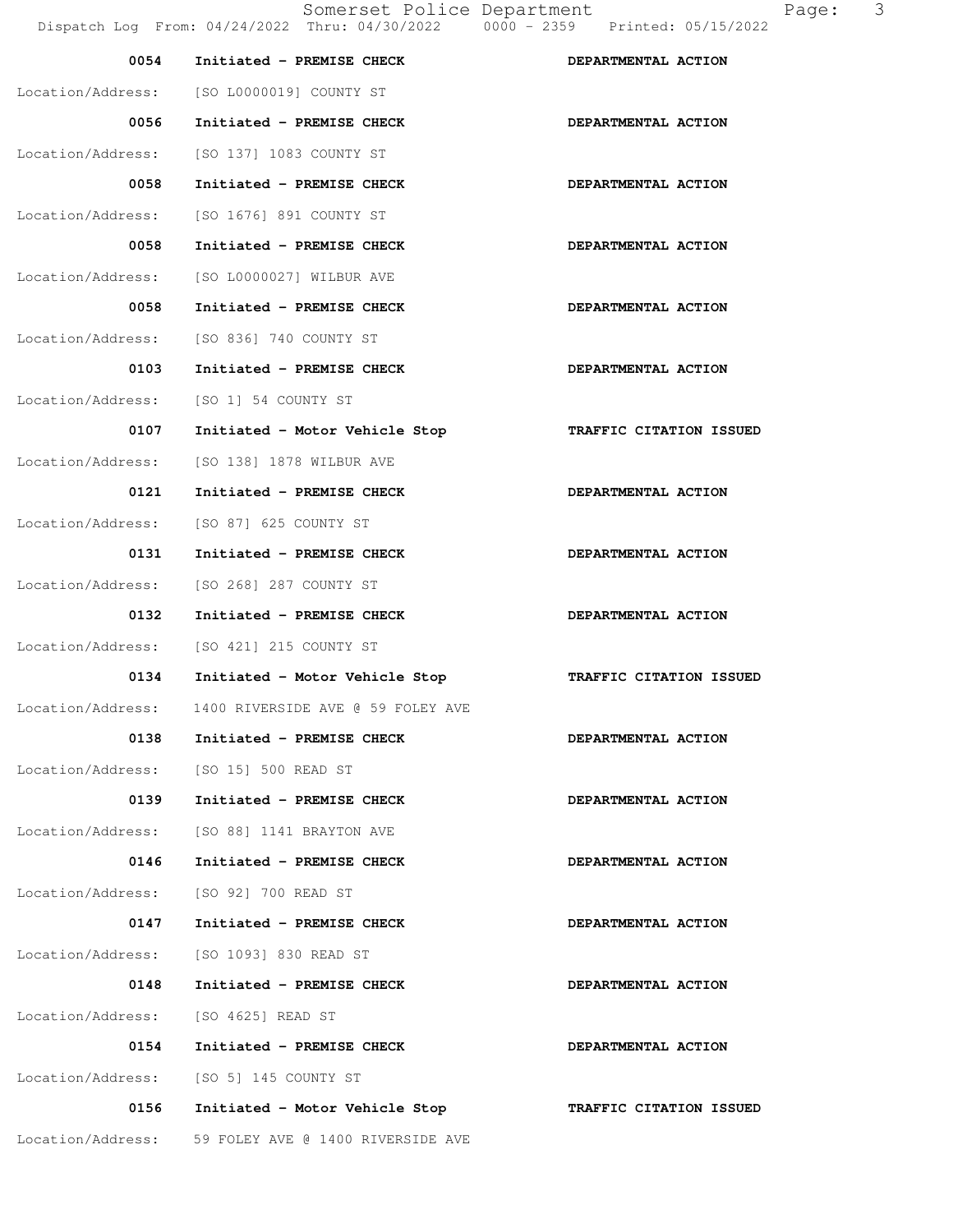| Time | Call | Action |
|---|---|---|
| **0054** | **Initiated - PREMISE CHECK** | **DEPARTMENTAL ACTION** |
| Location/Address: | [SO L0000019] COUNTY ST | |
| **0056** | **Initiated - PREMISE CHECK** | **DEPARTMENTAL ACTION** |
| Location/Address: | [SO 137] 1083 COUNTY ST | |
| **0058** | **Initiated - PREMISE CHECK** | **DEPARTMENTAL ACTION** |
| Location/Address: | [SO 1676] 891 COUNTY ST | |
| **0058** | **Initiated - PREMISE CHECK** | **DEPARTMENTAL ACTION** |
| Location/Address: | [SO L0000027] WILBUR AVE | |
| **0058** | **Initiated - PREMISE CHECK** | **DEPARTMENTAL ACTION** |
| Location/Address: | [SO 836] 740 COUNTY ST | |
| **0103** | **Initiated - PREMISE CHECK** | **DEPARTMENTAL ACTION** |
| Location/Address: | [SO 1] 54 COUNTY ST | |
| **0107** | **Initiated - Motor Vehicle Stop** | **TRAFFIC CITATION ISSUED** |
| Location/Address: | [SO 138] 1878 WILBUR AVE | |
| **0121** | **Initiated - PREMISE CHECK** | **DEPARTMENTAL ACTION** |
| Location/Address: | [SO 87] 625 COUNTY ST | |
| **0131** | **Initiated - PREMISE CHECK** | **DEPARTMENTAL ACTION** |
| Location/Address: | [SO 268] 287 COUNTY ST | |
| **0132** | **Initiated - PREMISE CHECK** | **DEPARTMENTAL ACTION** |
| Location/Address: | [SO 421] 215 COUNTY ST | |
| **0134** | **Initiated - Motor Vehicle Stop** | **TRAFFIC CITATION ISSUED** |
| Location/Address: | 1400 RIVERSIDE AVE @ 59 FOLEY AVE | |
| **0138** | **Initiated - PREMISE CHECK** | **DEPARTMENTAL ACTION** |
| Location/Address: | [SO 15] 500 READ ST | |
| **0139** | **Initiated - PREMISE CHECK** | **DEPARTMENTAL ACTION** |
| Location/Address: | [SO 88] 1141 BRAYTON AVE | |
| **0146** | **Initiated - PREMISE CHECK** | **DEPARTMENTAL ACTION** |
| Location/Address: | [SO 92] 700 READ ST | |
| **0147** | **Initiated - PREMISE CHECK** | **DEPARTMENTAL ACTION** |
| Location/Address: | [SO 1093] 830 READ ST | |
| **0148** | **Initiated - PREMISE CHECK** | **DEPARTMENTAL ACTION** |
| Location/Address: | [SO 4625] READ ST | |
| **0154** | **Initiated - PREMISE CHECK** | **DEPARTMENTAL ACTION** |
| Location/Address: | [SO 5] 145 COUNTY ST | |
| **0156** | **Initiated - Motor Vehicle Stop** | **TRAFFIC CITATION ISSUED** |
| Location/Address: | 59 FOLEY AVE @ 1400 RIVERSIDE AVE | |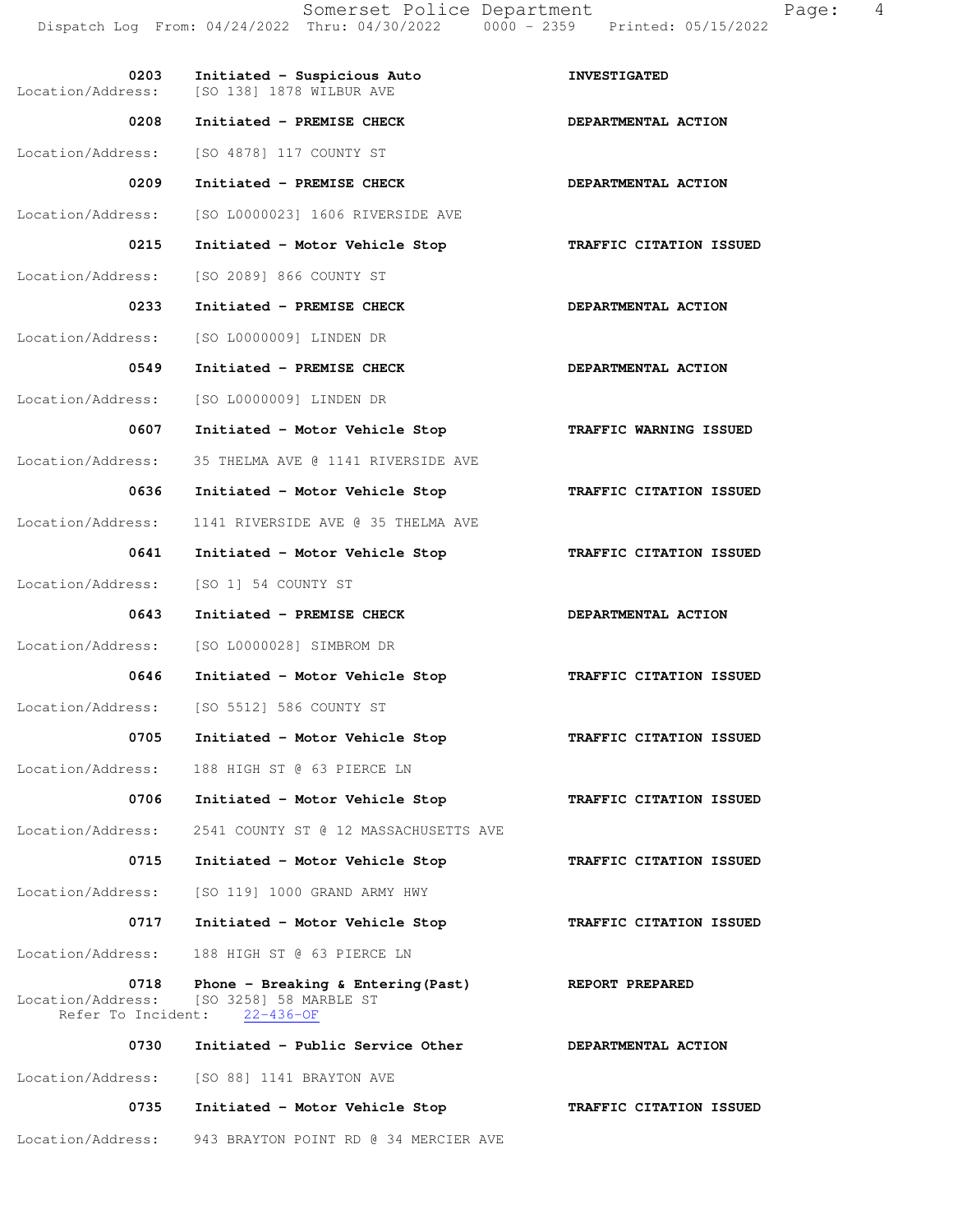| Time | Call | Disposition |
| --- | --- | --- |
| 0203 | Initiated - Suspicious Auto | INVESTIGATED |
| Location/Address: | [SO 138] 1878 WILBUR AVE | |
| 0208 | Initiated - PREMISE CHECK | DEPARTMENTAL ACTION |
| Location/Address: | [SO 4878] 117 COUNTY ST | |
| 0209 | Initiated - PREMISE CHECK | DEPARTMENTAL ACTION |
| Location/Address: | [SO L0000023] 1606 RIVERSIDE AVE | |
| 0215 | Initiated - Motor Vehicle Stop | TRAFFIC CITATION ISSUED |
| Location/Address: | [SO 2089] 866 COUNTY ST | |
| 0233 | Initiated - PREMISE CHECK | DEPARTMENTAL ACTION |
| Location/Address: | [SO L0000009] LINDEN DR | |
| 0549 | Initiated - PREMISE CHECK | DEPARTMENTAL ACTION |
| Location/Address: | [SO L0000009] LINDEN DR | |
| 0607 | Initiated - Motor Vehicle Stop | TRAFFIC WARNING ISSUED |
| Location/Address: | 35 THELMA AVE @ 1141 RIVERSIDE AVE | |
| 0636 | Initiated - Motor Vehicle Stop | TRAFFIC CITATION ISSUED |
| Location/Address: | 1141 RIVERSIDE AVE @ 35 THELMA AVE | |
| 0641 | Initiated - Motor Vehicle Stop | TRAFFIC CITATION ISSUED |
| Location/Address: | [SO 1] 54 COUNTY ST | |
| 0643 | Initiated - PREMISE CHECK | DEPARTMENTAL ACTION |
| Location/Address: | [SO L0000028] SIMBROM DR | |
| 0646 | Initiated - Motor Vehicle Stop | TRAFFIC CITATION ISSUED |
| Location/Address: | [SO 5512] 586 COUNTY ST | |
| 0705 | Initiated - Motor Vehicle Stop | TRAFFIC CITATION ISSUED |
| Location/Address: | 188 HIGH ST @ 63 PIERCE LN | |
| 0706 | Initiated - Motor Vehicle Stop | TRAFFIC CITATION ISSUED |
| Location/Address: | 2541 COUNTY ST @ 12 MASSACHUSETTS AVE | |
| 0715 | Initiated - Motor Vehicle Stop | TRAFFIC CITATION ISSUED |
| Location/Address: | [SO 119] 1000 GRAND ARMY HWY | |
| 0717 | Initiated - Motor Vehicle Stop | TRAFFIC CITATION ISSUED |
| Location/Address: | 188 HIGH ST @ 63 PIERCE LN | |
| 0718 | Phone - Breaking & Entering(Past) | REPORT PREPARED |
| Location/Address: | [SO 3258] 58 MARBLE ST | |
| Refer To Incident: | 22-436-OF | |
| 0730 | Initiated - Public Service Other | DEPARTMENTAL ACTION |
| Location/Address: | [SO 88] 1141 BRAYTON AVE | |
| 0735 | Initiated - Motor Vehicle Stop | TRAFFIC CITATION ISSUED |
| Location/Address: | 943 BRAYTON POINT RD @ 34 MERCIER AVE | |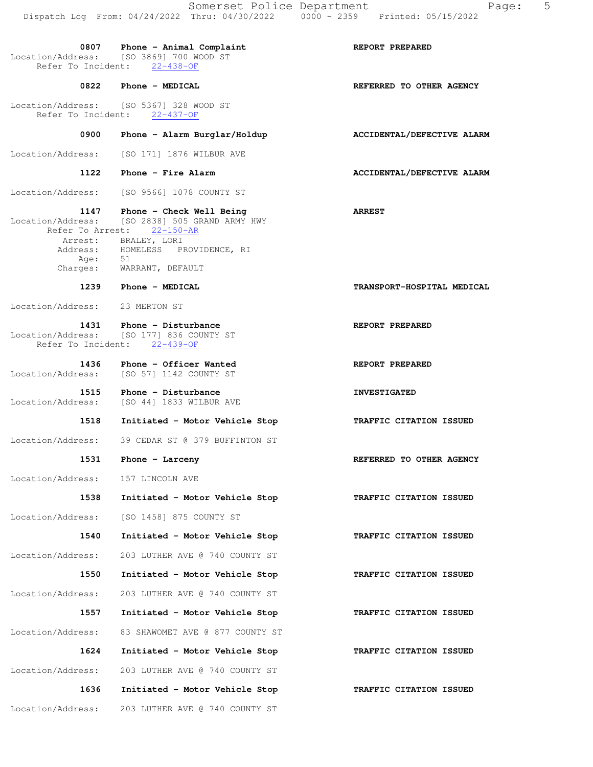**0807** **Phone - Animal Complaint** **REPORT PREPARED**
Location/Address: [SO 3869] 700 WOOD ST
Refer To Incident: 22-438-OF

**0822** **Phone - MEDICAL** **REFERRED TO OTHER AGENCY**
Location/Address: [SO 5367] 328 WOOD ST
Refer To Incident: 22-437-OF

**0900** **Phone - Alarm Burglar/Holdup** **ACCIDENTAL/DEFECTIVE ALARM**
Location/Address: [SO 171] 1876 WILBUR AVE

**1122** **Phone - Fire Alarm** **ACCIDENTAL/DEFECTIVE ALARM**
Location/Address: [SO 9566] 1078 COUNTY ST

**1147** **Phone - Check Well Being** **ARREST**
Location/Address: [SO 2838] 505 GRAND ARMY HWY
Refer To Arrest: 22-150-AR
Arrest: BRALEY, LORI
Address: HOMELESS PROVIDENCE, RI
Age: 51
Charges: WARRANT, DEFAULT

**1239** **Phone - MEDICAL** **TRANSPORT-HOSPITAL MEDICAL**
Location/Address: 23 MERTON ST

**1431** **Phone - Disturbance** **REPORT PREPARED**
Location/Address: [SO 177] 836 COUNTY ST
Refer To Incident: 22-439-OF

**1436** **Phone - Officer Wanted** **REPORT PREPARED**
Location/Address: [SO 57] 1142 COUNTY ST

**1515** **Phone - Disturbance** **INVESTIGATED**
Location/Address: [SO 44] 1833 WILBUR AVE

**1518** **Initiated - Motor Vehicle Stop** **TRAFFIC CITATION ISSUED**
Location/Address: 39 CEDAR ST @ 379 BUFFINTON ST

**1531** **Phone - Larceny** **REFERRED TO OTHER AGENCY**
Location/Address: 157 LINCOLN AVE

**1538** **Initiated - Motor Vehicle Stop** **TRAFFIC CITATION ISSUED**
Location/Address: [SO 1458] 875 COUNTY ST

**1540** **Initiated - Motor Vehicle Stop** **TRAFFIC CITATION ISSUED**
Location/Address: 203 LUTHER AVE @ 740 COUNTY ST

**1550** **Initiated - Motor Vehicle Stop** **TRAFFIC CITATION ISSUED**
Location/Address: 203 LUTHER AVE @ 740 COUNTY ST

**1557** **Initiated - Motor Vehicle Stop** **TRAFFIC CITATION ISSUED**
Location/Address: 83 SHAWOMET AVE @ 877 COUNTY ST

**1624** **Initiated - Motor Vehicle Stop** **TRAFFIC CITATION ISSUED**
Location/Address: 203 LUTHER AVE @ 740 COUNTY ST

**1636** **Initiated - Motor Vehicle Stop** **TRAFFIC CITATION ISSUED**
Location/Address: 203 LUTHER AVE @ 740 COUNTY ST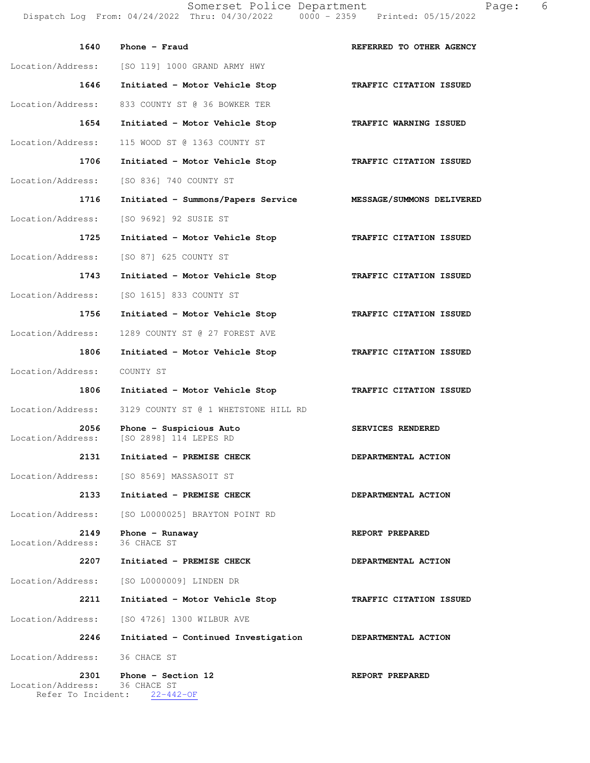| Time | Call Type | Disposition |
|---|---|---|
| 1640 | Phone - Fraud | REFERRED TO OTHER AGENCY |
| Location/Address: | [SO 119] 1000 GRAND ARMY HWY | |
| 1646 | Initiated - Motor Vehicle Stop | TRAFFIC CITATION ISSUED |
| Location/Address: | 833 COUNTY ST @ 36 BOWKER TER | |
| 1654 | Initiated - Motor Vehicle Stop | TRAFFIC WARNING ISSUED |
| Location/Address: | 115 WOOD ST @ 1363 COUNTY ST | |
| 1706 | Initiated - Motor Vehicle Stop | TRAFFIC CITATION ISSUED |
| Location/Address: | [SO 836] 740 COUNTY ST | |
| 1716 | Initiated - Summons/Papers Service | MESSAGE/SUMMONS DELIVERED |
| Location/Address: | [SO 9692] 92 SUSIE ST | |
| 1725 | Initiated - Motor Vehicle Stop | TRAFFIC CITATION ISSUED |
| Location/Address: | [SO 87] 625 COUNTY ST | |
| 1743 | Initiated - Motor Vehicle Stop | TRAFFIC CITATION ISSUED |
| Location/Address: | [SO 1615] 833 COUNTY ST | |
| 1756 | Initiated - Motor Vehicle Stop | TRAFFIC CITATION ISSUED |
| Location/Address: | 1289 COUNTY ST @ 27 FOREST AVE | |
| 1806 | Initiated - Motor Vehicle Stop | TRAFFIC CITATION ISSUED |
| Location/Address: | COUNTY ST | |
| 1806 | Initiated - Motor Vehicle Stop | TRAFFIC CITATION ISSUED |
| Location/Address: | 3129 COUNTY ST @ 1 WHETSTONE HILL RD | |
| 2056 | Phone - Suspicious Auto | SERVICES RENDERED |
| Location/Address: | [SO 2898] 114 LEPES RD | |
| 2131 | Initiated - PREMISE CHECK | DEPARTMENTAL ACTION |
| Location/Address: | [SO 8569] MASSASOIT ST | |
| 2133 | Initiated - PREMISE CHECK | DEPARTMENTAL ACTION |
| Location/Address: | [SO L0000025] BRAYTON POINT RD | |
| 2149 | Phone - Runaway | REPORT PREPARED |
| Location/Address: | 36 CHACE ST | |
| 2207 | Initiated - PREMISE CHECK | DEPARTMENTAL ACTION |
| Location/Address: | [SO L0000009] LINDEN DR | |
| 2211 | Initiated - Motor Vehicle Stop | TRAFFIC CITATION ISSUED |
| Location/Address: | [SO 4726] 1300 WILBUR AVE | |
| 2246 | Initiated - Continued Investigation | DEPARTMENTAL ACTION |
| Location/Address: | 36 CHACE ST | |
| 2301 | Phone - Section 12 | REPORT PREPARED |
| Location/Address: | 36 CHACE ST | |
| Refer To Incident: | 22-442-OF | |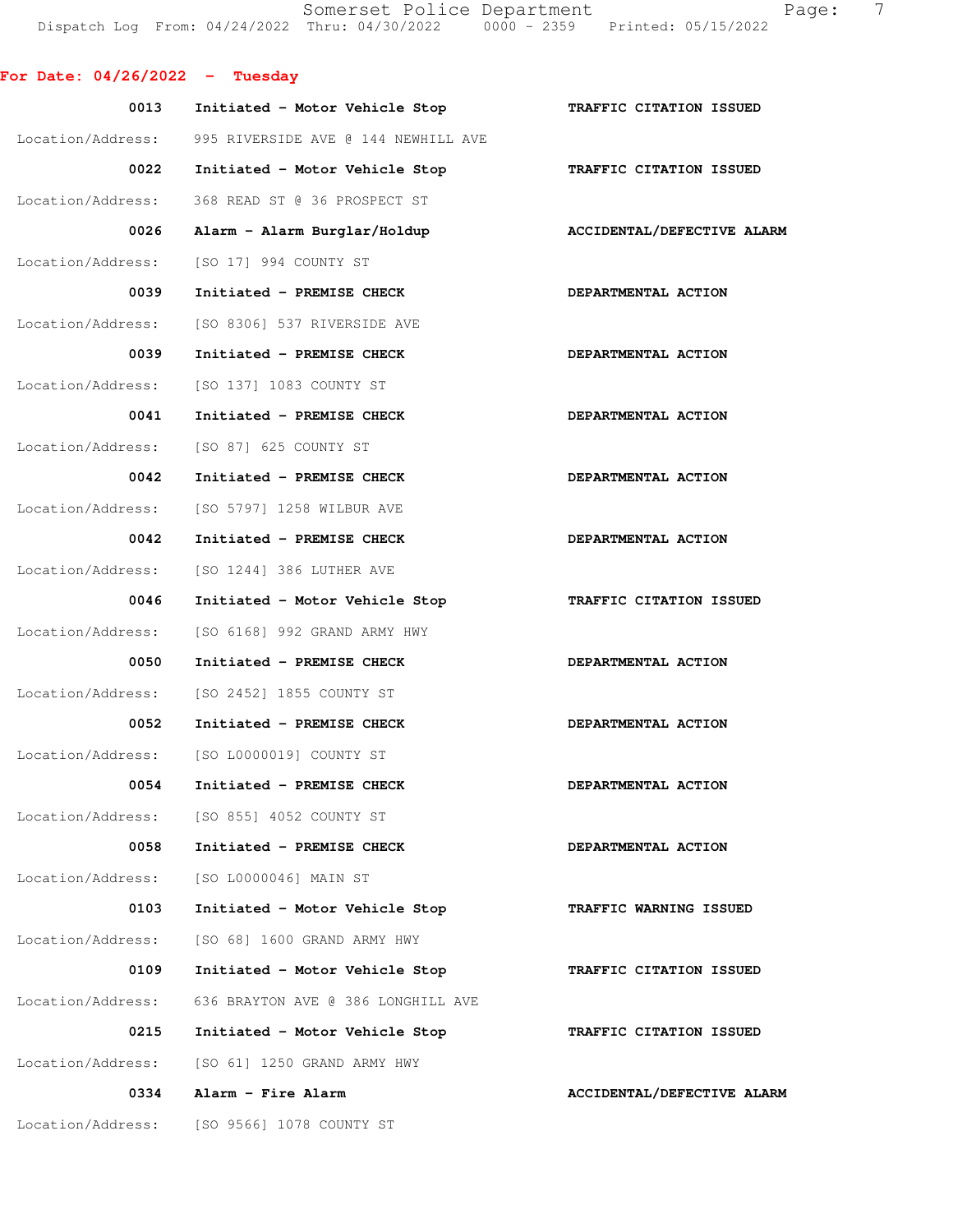## For Date: 04/26/2022 - Tuesday

| Time | Call | Disposition |
|---|---|---|
| 0013 | Initiated - Motor Vehicle Stop | TRAFFIC CITATION ISSUED |
| Location/Address: | 995 RIVERSIDE AVE @ 144 NEWHILL AVE | |
| 0022 | Initiated - Motor Vehicle Stop | TRAFFIC CITATION ISSUED |
| Location/Address: | 368 READ ST @ 36 PROSPECT ST | |
| 0026 | Alarm - Alarm Burglar/Holdup | ACCIDENTAL/DEFECTIVE ALARM |
| Location/Address: | [SO 17] 994 COUNTY ST | |
| 0039 | Initiated - PREMISE CHECK | DEPARTMENTAL ACTION |
| Location/Address: | [SO 8306] 537 RIVERSIDE AVE | |
| 0039 | Initiated - PREMISE CHECK | DEPARTMENTAL ACTION |
| Location/Address: | [SO 137] 1083 COUNTY ST | |
| 0041 | Initiated - PREMISE CHECK | DEPARTMENTAL ACTION |
| Location/Address: | [SO 87] 625 COUNTY ST | |
| 0042 | Initiated - PREMISE CHECK | DEPARTMENTAL ACTION |
| Location/Address: | [SO 5797] 1258 WILBUR AVE | |
| 0042 | Initiated - PREMISE CHECK | DEPARTMENTAL ACTION |
| Location/Address: | [SO 1244] 386 LUTHER AVE | |
| 0046 | Initiated - Motor Vehicle Stop | TRAFFIC CITATION ISSUED |
| Location/Address: | [SO 6168] 992 GRAND ARMY HWY | |
| 0050 | Initiated - PREMISE CHECK | DEPARTMENTAL ACTION |
| Location/Address: | [SO 2452] 1855 COUNTY ST | |
| 0052 | Initiated - PREMISE CHECK | DEPARTMENTAL ACTION |
| Location/Address: | [SO L0000019] COUNTY ST | |
| 0054 | Initiated - PREMISE CHECK | DEPARTMENTAL ACTION |
| Location/Address: | [SO 855] 4052 COUNTY ST | |
| 0058 | Initiated - PREMISE CHECK | DEPARTMENTAL ACTION |
| Location/Address: | [SO L0000046] MAIN ST | |
| 0103 | Initiated - Motor Vehicle Stop | TRAFFIC WARNING ISSUED |
| Location/Address: | [SO 68] 1600 GRAND ARMY HWY | |
| 0109 | Initiated - Motor Vehicle Stop | TRAFFIC CITATION ISSUED |
| Location/Address: | 636 BRAYTON AVE @ 386 LONGHILL AVE | |
| 0215 | Initiated - Motor Vehicle Stop | TRAFFIC CITATION ISSUED |
| Location/Address: | [SO 61] 1250 GRAND ARMY HWY | |
| 0334 | Alarm - Fire Alarm | ACCIDENTAL/DEFECTIVE ALARM |
| Location/Address: | [SO 9566] 1078 COUNTY ST | |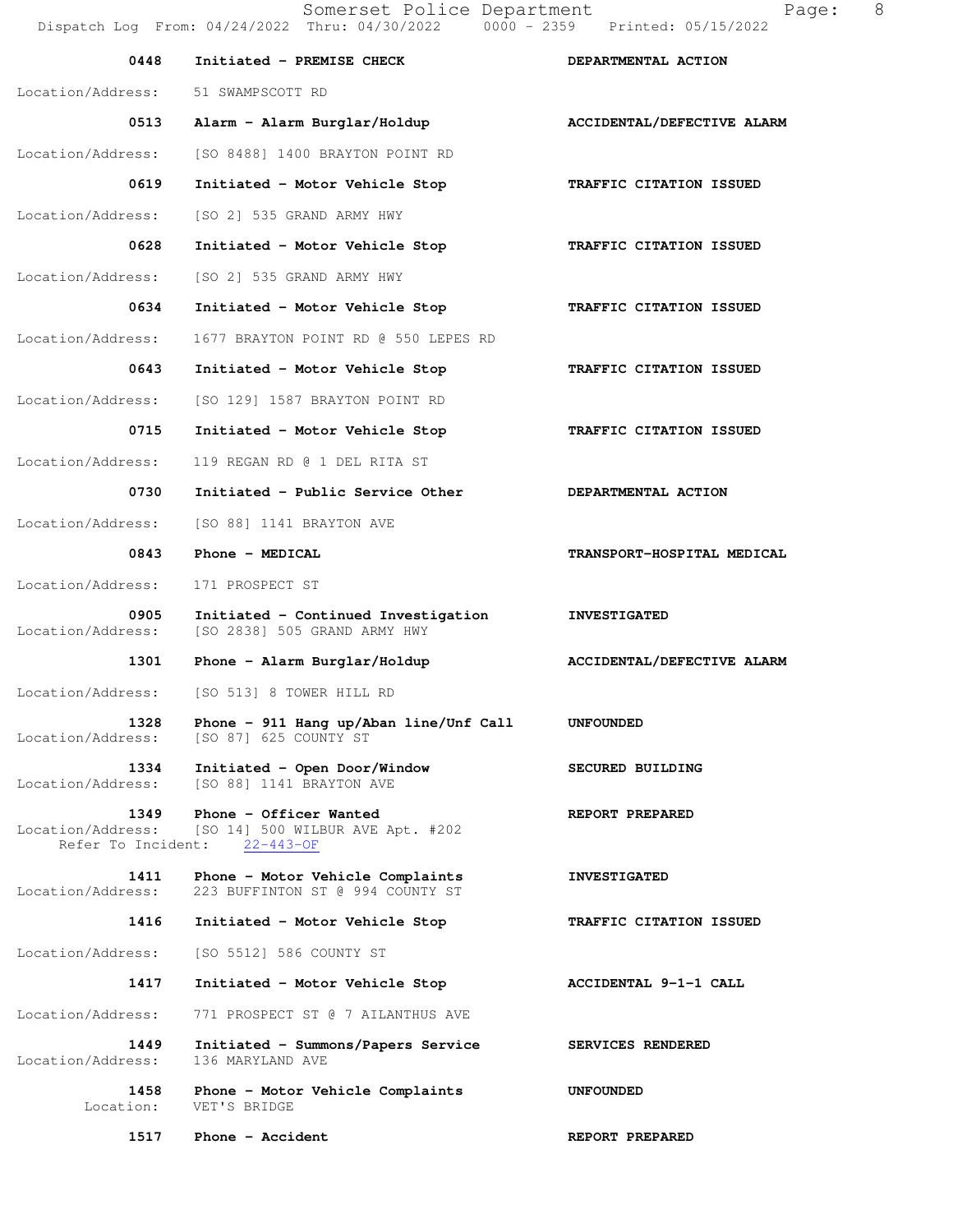| Time | Call | Disposition |
|---|---|---|
| 0448 | Initiated - PREMISE CHECK | DEPARTMENTAL ACTION |
| Location/Address: | 51 SWAMPSCOTT RD | |
| 0513 | Alarm - Alarm Burglar/Holdup | ACCIDENTAL/DEFECTIVE ALARM |
| Location/Address: | [SO 8488] 1400 BRAYTON POINT RD | |
| 0619 | Initiated - Motor Vehicle Stop | TRAFFIC CITATION ISSUED |
| Location/Address: | [SO 2] 535 GRAND ARMY HWY | |
| 0628 | Initiated - Motor Vehicle Stop | TRAFFIC CITATION ISSUED |
| Location/Address: | [SO 2] 535 GRAND ARMY HWY | |
| 0634 | Initiated - Motor Vehicle Stop | TRAFFIC CITATION ISSUED |
| Location/Address: | 1677 BRAYTON POINT RD @ 550 LEPES RD | |
| 0643 | Initiated - Motor Vehicle Stop | TRAFFIC CITATION ISSUED |
| Location/Address: | [SO 129] 1587 BRAYTON POINT RD | |
| 0715 | Initiated - Motor Vehicle Stop | TRAFFIC CITATION ISSUED |
| Location/Address: | 119 REGAN RD @ 1 DEL RITA ST | |
| 0730 | Initiated - Public Service Other | DEPARTMENTAL ACTION |
| Location/Address: | [SO 88] 1141 BRAYTON AVE | |
| 0843 | Phone - MEDICAL | TRANSPORT-HOSPITAL MEDICAL |
| Location/Address: | 171 PROSPECT ST | |
| 0905 | Initiated - Continued Investigation | INVESTIGATED |
| Location/Address: | [SO 2838] 505 GRAND ARMY HWY | |
| 1301 | Phone - Alarm Burglar/Holdup | ACCIDENTAL/DEFECTIVE ALARM |
| Location/Address: | [SO 513] 8 TOWER HILL RD | |
| 1328 | Phone - 911 Hang up/Aban line/Unf Call | UNFOUNDED |
| Location/Address: | [SO 87] 625 COUNTY ST | |
| 1334 | Initiated - Open Door/Window | SECURED BUILDING |
| Location/Address: | [SO 88] 1141 BRAYTON AVE | |
| 1349 | Phone - Officer Wanted | REPORT PREPARED |
| Location/Address: | [SO 14] 500 WILBUR AVE Apt. #202 | |
| Refer To Incident: | 22-443-OF | |
| 1411 | Phone - Motor Vehicle Complaints | INVESTIGATED |
| Location/Address: | 223 BUFFINTON ST @ 994 COUNTY ST | |
| 1416 | Initiated - Motor Vehicle Stop | TRAFFIC CITATION ISSUED |
| Location/Address: | [SO 5512] 586 COUNTY ST | |
| 1417 | Initiated - Motor Vehicle Stop | ACCIDENTAL 9-1-1 CALL |
| Location/Address: | 771 PROSPECT ST @ 7 AILANTHUS AVE | |
| 1449 | Initiated - Summons/Papers Service | SERVICES RENDERED |
| Location/Address: | 136 MARYLAND AVE | |
| 1458 | Phone - Motor Vehicle Complaints | UNFOUNDED |
| Location: | VET'S BRIDGE | |
| 1517 | Phone - Accident | REPORT PREPARED |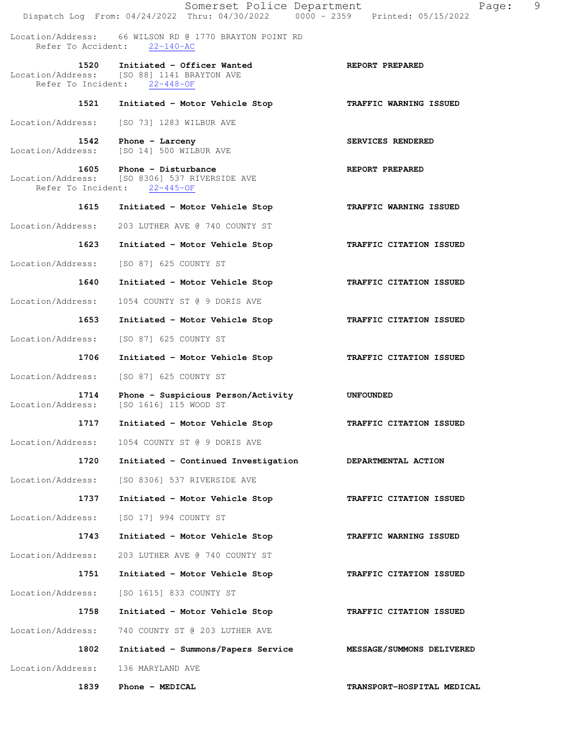Location/Address: 66 WILSON RD @ 1770 BRAYTON POINT RD
Refer To Accident: 22-140-AC

**1520 Initiated - Officer Wanted** — **REPORT PREPARED**
Location/Address: [SO 88] 1141 BRAYTON AVE
Refer To Incident: 22-448-OF

**1521 Initiated - Motor Vehicle Stop** — **TRAFFIC WARNING ISSUED**
Location/Address: [SO 73] 1283 WILBUR AVE

**1542 Phone - Larceny** — **SERVICES RENDERED**
Location/Address: [SO 14] 500 WILBUR AVE

**1605 Phone - Disturbance** — **REPORT PREPARED**
Location/Address: [SO 8306] 537 RIVERSIDE AVE
Refer To Incident: 22-445-OF

**1615 Initiated - Motor Vehicle Stop** — **TRAFFIC WARNING ISSUED**
Location/Address: 203 LUTHER AVE @ 740 COUNTY ST

**1623 Initiated - Motor Vehicle Stop** — **TRAFFIC CITATION ISSUED**
Location/Address: [SO 87] 625 COUNTY ST

**1640 Initiated - Motor Vehicle Stop** — **TRAFFIC CITATION ISSUED**
Location/Address: 1054 COUNTY ST @ 9 DORIS AVE

**1653 Initiated - Motor Vehicle Stop** — **TRAFFIC CITATION ISSUED**
Location/Address: [SO 87] 625 COUNTY ST

**1706 Initiated - Motor Vehicle Stop** — **TRAFFIC CITATION ISSUED**
Location/Address: [SO 87] 625 COUNTY ST

**1714 Phone - Suspicious Person/Activity** — **UNFOUNDED**
Location/Address: [SO 1616] 115 WOOD ST

**1717 Initiated - Motor Vehicle Stop** — **TRAFFIC CITATION ISSUED**
Location/Address: 1054 COUNTY ST @ 9 DORIS AVE

**1720 Initiated - Continued Investigation** — **DEPARTMENTAL ACTION**
Location/Address: [SO 8306] 537 RIVERSIDE AVE

**1737 Initiated - Motor Vehicle Stop** — **TRAFFIC CITATION ISSUED**
Location/Address: [SO 17] 994 COUNTY ST

**1743 Initiated - Motor Vehicle Stop** — **TRAFFIC WARNING ISSUED**
Location/Address: 203 LUTHER AVE @ 740 COUNTY ST

**1751 Initiated - Motor Vehicle Stop** — **TRAFFIC CITATION ISSUED**
Location/Address: [SO 1615] 833 COUNTY ST

**1758 Initiated - Motor Vehicle Stop** — **TRAFFIC CITATION ISSUED**
Location/Address: 740 COUNTY ST @ 203 LUTHER AVE

**1802 Initiated - Summons/Papers Service** — **MESSAGE/SUMMONS DELIVERED**
Location/Address: 136 MARYLAND AVE

**1839 Phone - MEDICAL** — **TRANSPORT-HOSPITAL MEDICAL**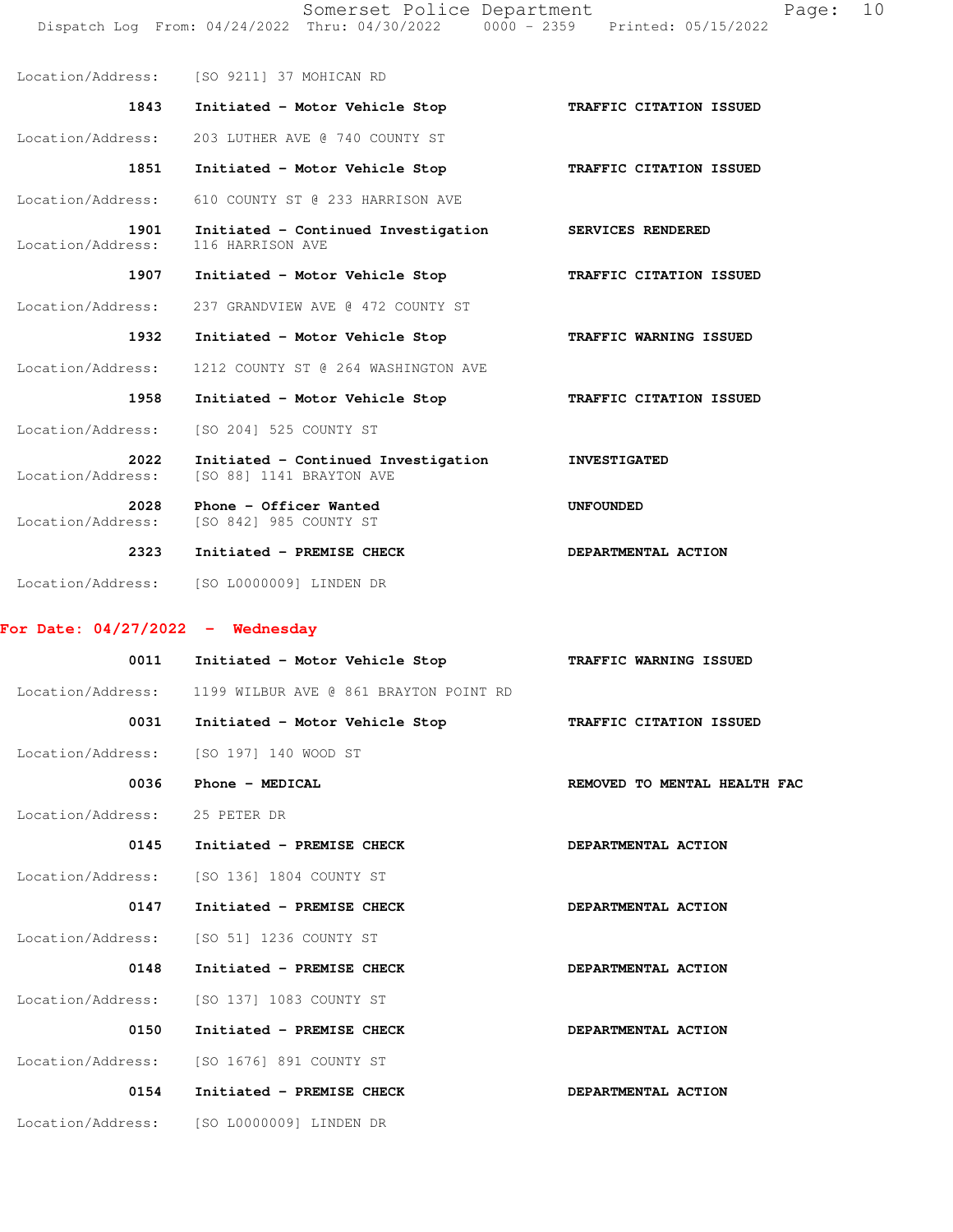Location/Address: [SO 9211] 37 MOHICAN RD

| | | |
|---|---|---|
| 1843 | Initiated - Motor Vehicle Stop | TRAFFIC CITATION ISSUED |

Location/Address: 203 LUTHER AVE @ 740 COUNTY ST

| | | |
|---|---|---|
| 1851 | Initiated - Motor Vehicle Stop | TRAFFIC CITATION ISSUED |

Location/Address: 610 COUNTY ST @ 233 HARRISON AVE

| | | |
|---|---|---|
| 1901 | Initiated - Continued Investigation | SERVICES RENDERED |

Location/Address: 116 HARRISON AVE

| | | |
|---|---|---|
| 1907 | Initiated - Motor Vehicle Stop | TRAFFIC CITATION ISSUED |

Location/Address: 237 GRANDVIEW AVE @ 472 COUNTY ST

| | | |
|---|---|---|
| 1932 | Initiated - Motor Vehicle Stop | TRAFFIC WARNING ISSUED |

Location/Address: 1212 COUNTY ST @ 264 WASHINGTON AVE

| | | |
|---|---|---|
| 1958 | Initiated - Motor Vehicle Stop | TRAFFIC CITATION ISSUED |

Location/Address: [SO 204] 525 COUNTY ST

| | | |
|---|---|---|
| 2022 | Initiated - Continued Investigation | INVESTIGATED |

Location/Address: [SO 88] 1141 BRAYTON AVE

| | | |
|---|---|---|
| 2028 | Phone - Officer Wanted | UNFOUNDED |

Location/Address: [SO 842] 985 COUNTY ST

| | | |
|---|---|---|
| 2323 | Initiated - PREMISE CHECK | DEPARTMENTAL ACTION |

Location/Address: [SO L0000009] LINDEN DR

## For Date: 04/27/2022 - Wednesday

| | | |
|---|---|---|
| 0011 | Initiated - Motor Vehicle Stop | TRAFFIC WARNING ISSUED |

Location/Address: 1199 WILBUR AVE @ 861 BRAYTON POINT RD

| | | |
|---|---|---|
| 0031 | Initiated - Motor Vehicle Stop | TRAFFIC CITATION ISSUED |

Location/Address: [SO 197] 140 WOOD ST

| | | |
|---|---|---|
| 0036 | Phone - MEDICAL | REMOVED TO MENTAL HEALTH FAC |

Location/Address: 25 PETER DR

| | | |
|---|---|---|
| 0145 | Initiated - PREMISE CHECK | DEPARTMENTAL ACTION |

Location/Address: [SO 136] 1804 COUNTY ST

| | | |
|---|---|---|
| 0147 | Initiated - PREMISE CHECK | DEPARTMENTAL ACTION |

Location/Address: [SO 51] 1236 COUNTY ST

| | | |
|---|---|---|
| 0148 | Initiated - PREMISE CHECK | DEPARTMENTAL ACTION |

Location/Address: [SO 137] 1083 COUNTY ST

| | | |
|---|---|---|
| 0150 | Initiated - PREMISE CHECK | DEPARTMENTAL ACTION |

Location/Address: [SO 1676] 891 COUNTY ST

| | | |
|---|---|---|
| 0154 | Initiated - PREMISE CHECK | DEPARTMENTAL ACTION |

Location/Address: [SO L0000009] LINDEN DR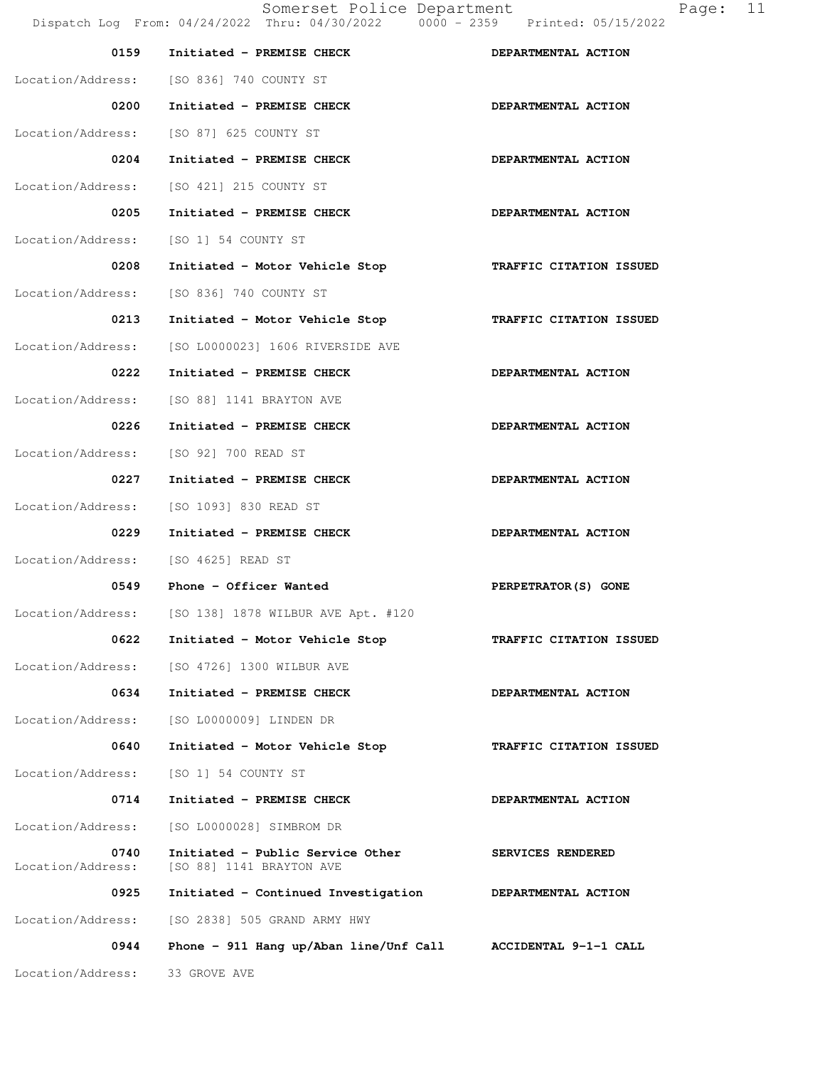| Time | Call | Disposition |
|---|---|---|
| 0159 | Initiated - PREMISE CHECK | DEPARTMENTAL ACTION |
| Location/Address: | [SO 836] 740 COUNTY ST | |
| 0200 | Initiated - PREMISE CHECK | DEPARTMENTAL ACTION |
| Location/Address: | [SO 87] 625 COUNTY ST | |
| 0204 | Initiated - PREMISE CHECK | DEPARTMENTAL ACTION |
| Location/Address: | [SO 421] 215 COUNTY ST | |
| 0205 | Initiated - PREMISE CHECK | DEPARTMENTAL ACTION |
| Location/Address: | [SO 1] 54 COUNTY ST | |
| 0208 | Initiated - Motor Vehicle Stop | TRAFFIC CITATION ISSUED |
| Location/Address: | [SO 836] 740 COUNTY ST | |
| 0213 | Initiated - Motor Vehicle Stop | TRAFFIC CITATION ISSUED |
| Location/Address: | [SO L0000023] 1606 RIVERSIDE AVE | |
| 0222 | Initiated - PREMISE CHECK | DEPARTMENTAL ACTION |
| Location/Address: | [SO 88] 1141 BRAYTON AVE | |
| 0226 | Initiated - PREMISE CHECK | DEPARTMENTAL ACTION |
| Location/Address: | [SO 92] 700 READ ST | |
| 0227 | Initiated - PREMISE CHECK | DEPARTMENTAL ACTION |
| Location/Address: | [SO 1093] 830 READ ST | |
| 0229 | Initiated - PREMISE CHECK | DEPARTMENTAL ACTION |
| Location/Address: | [SO 4625] READ ST | |
| 0549 | Phone - Officer Wanted | PERPETRATOR(S) GONE |
| Location/Address: | [SO 138] 1878 WILBUR AVE Apt. #120 | |
| 0622 | Initiated - Motor Vehicle Stop | TRAFFIC CITATION ISSUED |
| Location/Address: | [SO 4726] 1300 WILBUR AVE | |
| 0634 | Initiated - PREMISE CHECK | DEPARTMENTAL ACTION |
| Location/Address: | [SO L0000009] LINDEN DR | |
| 0640 | Initiated - Motor Vehicle Stop | TRAFFIC CITATION ISSUED |
| Location/Address: | [SO 1] 54 COUNTY ST | |
| 0714 | Initiated - PREMISE CHECK | DEPARTMENTAL ACTION |
| Location/Address: | [SO L0000028] SIMBROM DR | |
| 0740 | Initiated - Public Service Other | SERVICES RENDERED |
| Location/Address: | [SO 88] 1141 BRAYTON AVE | |
| 0925 | Initiated - Continued Investigation | DEPARTMENTAL ACTION |
| Location/Address: | [SO 2838] 505 GRAND ARMY HWY | |
| 0944 | Phone - 911 Hang up/Aban line/Unf Call | ACCIDENTAL 9-1-1 CALL |
| Location/Address: | 33 GROVE AVE | |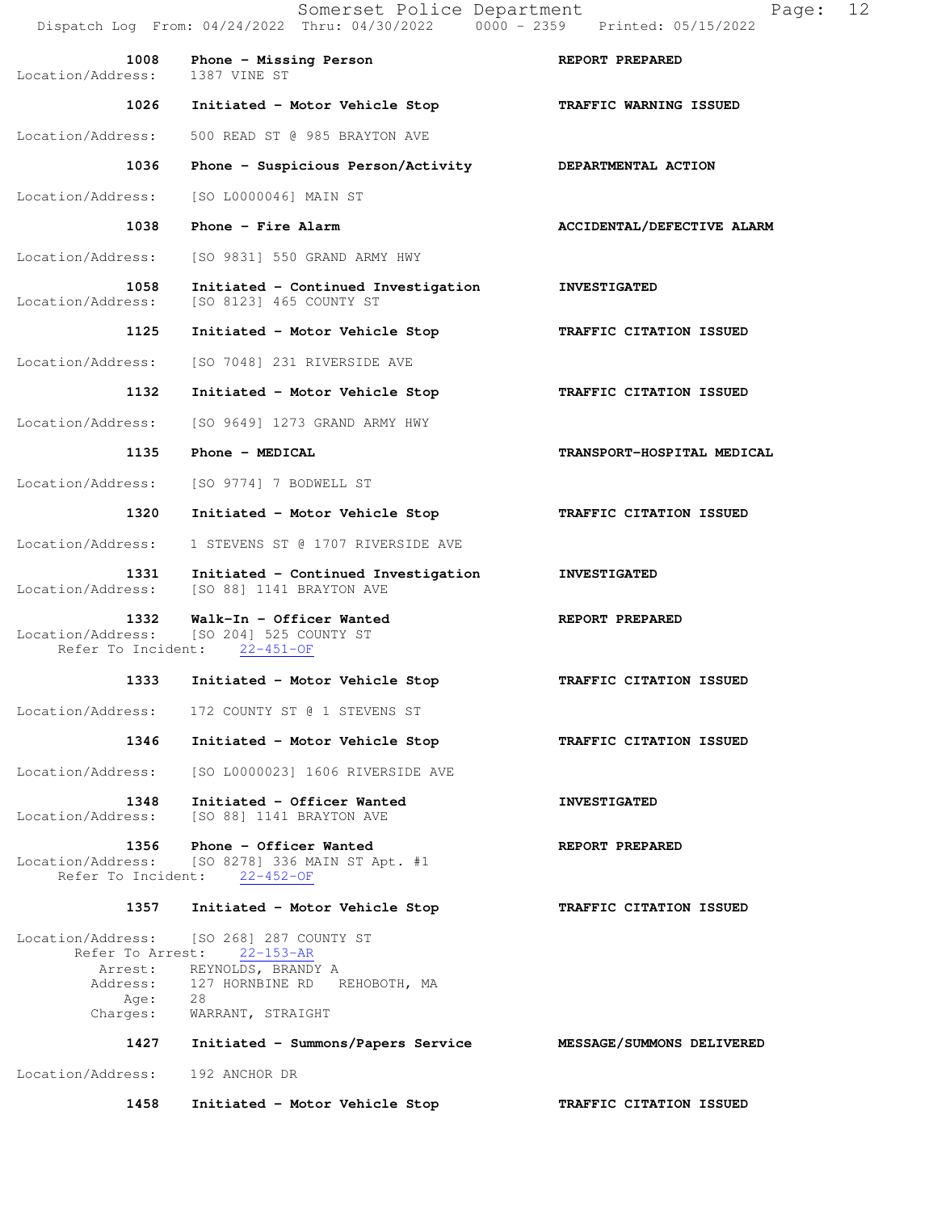**1008 Phone - Missing Person** — REPORT PREPARED
Location/Address: 1387 VINE ST

**1026 Initiated - Motor Vehicle Stop** — TRAFFIC WARNING ISSUED
Location/Address: 500 READ ST @ 985 BRAYTON AVE

**1036 Phone - Suspicious Person/Activity** — DEPARTMENTAL ACTION
Location/Address: [SO L0000046] MAIN ST

**1038 Phone - Fire Alarm** — ACCIDENTAL/DEFECTIVE ALARM
Location/Address: [SO 9831] 550 GRAND ARMY HWY

**1058 Initiated - Continued Investigation** — INVESTIGATED
Location/Address: [SO 8123] 465 COUNTY ST

**1125 Initiated - Motor Vehicle Stop** — TRAFFIC CITATION ISSUED
Location/Address: [SO 7048] 231 RIVERSIDE AVE

**1132 Initiated - Motor Vehicle Stop** — TRAFFIC CITATION ISSUED
Location/Address: [SO 9649] 1273 GRAND ARMY HWY

**1135 Phone - MEDICAL** — TRANSPORT-HOSPITAL MEDICAL
Location/Address: [SO 9774] 7 BODWELL ST

**1320 Initiated - Motor Vehicle Stop** — TRAFFIC CITATION ISSUED
Location/Address: 1 STEVENS ST @ 1707 RIVERSIDE AVE

**1331 Initiated - Continued Investigation** — INVESTIGATED
Location/Address: [SO 88] 1141 BRAYTON AVE

**1332 Walk-In - Officer Wanted** — REPORT PREPARED
Location/Address: [SO 204] 525 COUNTY ST
Refer To Incident: 22-451-OF

**1333 Initiated - Motor Vehicle Stop** — TRAFFIC CITATION ISSUED
Location/Address: 172 COUNTY ST @ 1 STEVENS ST

**1346 Initiated - Motor Vehicle Stop** — TRAFFIC CITATION ISSUED
Location/Address: [SO L0000023] 1606 RIVERSIDE AVE

**1348 Initiated - Officer Wanted** — INVESTIGATED
Location/Address: [SO 88] 1141 BRAYTON AVE

**1356 Phone - Officer Wanted** — REPORT PREPARED
Location/Address: [SO 8278] 336 MAIN ST Apt. #1
Refer To Incident: 22-452-OF

**1357 Initiated - Motor Vehicle Stop** — TRAFFIC CITATION ISSUED
Location/Address: [SO 268] 287 COUNTY ST
Refer To Arrest: 22-153-AR
Arrest: REYNOLDS, BRANDY A
Address: 127 HORNBINE RD REHOBOTH, MA
Age: 28
Charges: WARRANT, STRAIGHT

**1427 Initiated - Summons/Papers Service** — MESSAGE/SUMMONS DELIVERED
Location/Address: 192 ANCHOR DR

**1458 Initiated - Motor Vehicle Stop** — TRAFFIC CITATION ISSUED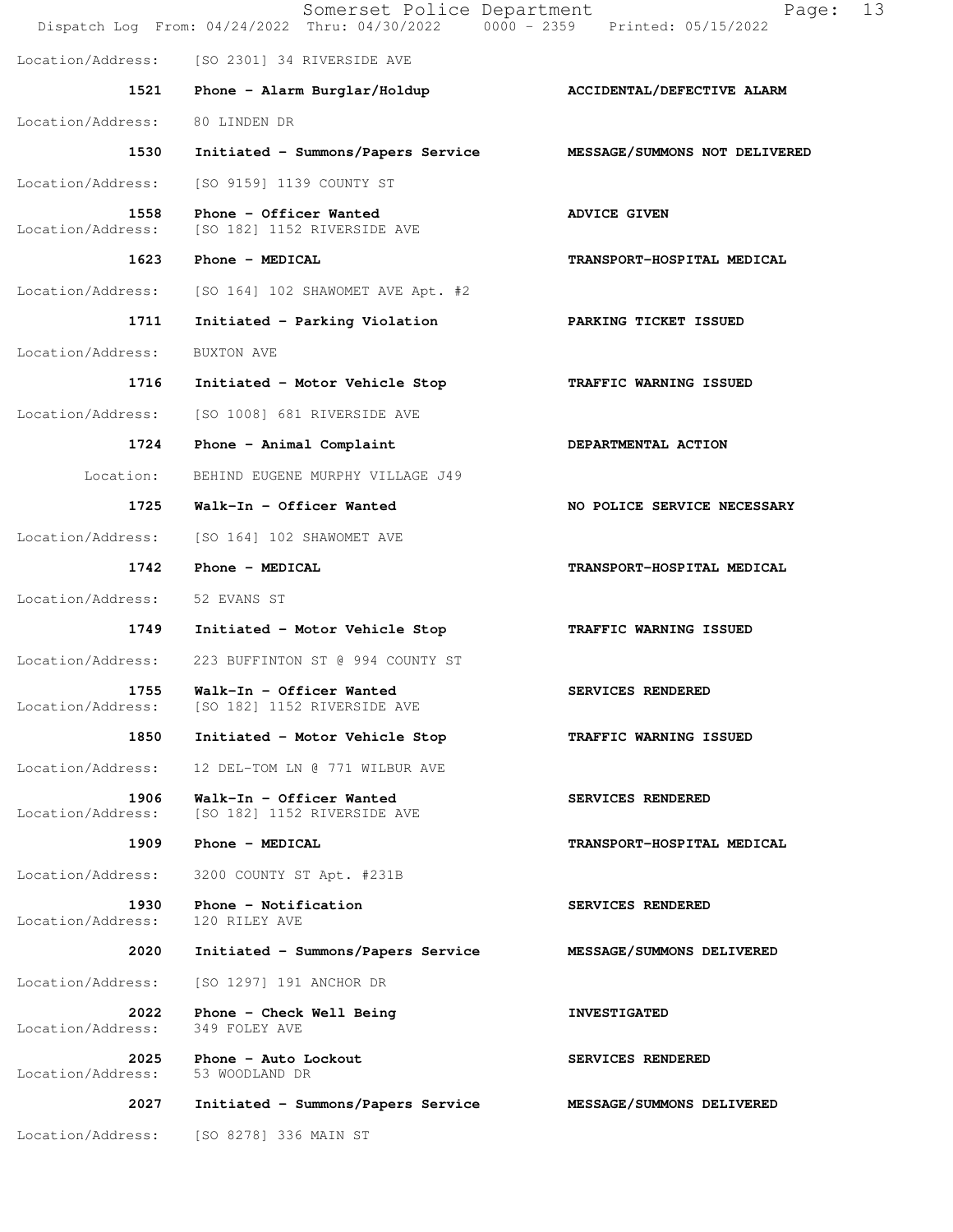Location/Address: [SO 2301] 34 RIVERSIDE AVE

| Time | Call Type | Disposition |
|---|---|---|
| 1521 | Phone - Alarm Burglar/Holdup | ACCIDENTAL/DEFECTIVE ALARM |

Location/Address: 80 LINDEN DR

| Time | Call Type | Disposition |
|---|---|---|
| 1530 | Initiated - Summons/Papers Service | MESSAGE/SUMMONS NOT DELIVERED |

Location/Address: [SO 9159] 1139 COUNTY ST

| Time | Call Type | Disposition |
|---|---|---|
| 1558 | Phone - Officer Wanted | ADVICE GIVEN |

Location/Address: [SO 182] 1152 RIVERSIDE AVE

| Time | Call Type | Disposition |
|---|---|---|
| 1623 | Phone - MEDICAL | TRANSPORT-HOSPITAL MEDICAL |

Location/Address: [SO 164] 102 SHAWOMET AVE Apt. #2

| Time | Call Type | Disposition |
|---|---|---|
| 1711 | Initiated - Parking Violation | PARKING TICKET ISSUED |

Location/Address: BUXTON AVE

| Time | Call Type | Disposition |
|---|---|---|
| 1716 | Initiated - Motor Vehicle Stop | TRAFFIC WARNING ISSUED |

Location/Address: [SO 1008] 681 RIVERSIDE AVE

| Time | Call Type | Disposition |
|---|---|---|
| 1724 | Phone - Animal Complaint | DEPARTMENTAL ACTION |

Location: BEHIND EUGENE MURPHY VILLAGE J49

| Time | Call Type | Disposition |
|---|---|---|
| 1725 | Walk-In - Officer Wanted | NO POLICE SERVICE NECESSARY |

Location/Address: [SO 164] 102 SHAWOMET AVE

| Time | Call Type | Disposition |
|---|---|---|
| 1742 | Phone - MEDICAL | TRANSPORT-HOSPITAL MEDICAL |

Location/Address: 52 EVANS ST

| Time | Call Type | Disposition |
|---|---|---|
| 1749 | Initiated - Motor Vehicle Stop | TRAFFIC WARNING ISSUED |

Location/Address: 223 BUFFINTON ST @ 994 COUNTY ST

| Time | Call Type | Disposition |
|---|---|---|
| 1755 | Walk-In - Officer Wanted | SERVICES RENDERED |

Location/Address: [SO 182] 1152 RIVERSIDE AVE

| Time | Call Type | Disposition |
|---|---|---|
| 1850 | Initiated - Motor Vehicle Stop | TRAFFIC WARNING ISSUED |

Location/Address: 12 DEL-TOM LN @ 771 WILBUR AVE

| Time | Call Type | Disposition |
|---|---|---|
| 1906 | Walk-In - Officer Wanted | SERVICES RENDERED |

Location/Address: [SO 182] 1152 RIVERSIDE AVE

| Time | Call Type | Disposition |
|---|---|---|
| 1909 | Phone - MEDICAL | TRANSPORT-HOSPITAL MEDICAL |

Location/Address: 3200 COUNTY ST Apt. #231B

| Time | Call Type | Disposition |
|---|---|---|
| 1930 | Phone - Notification | SERVICES RENDERED |

Location/Address: 120 RILEY AVE

| Time | Call Type | Disposition |
|---|---|---|
| 2020 | Initiated - Summons/Papers Service | MESSAGE/SUMMONS DELIVERED |

Location/Address: [SO 1297] 191 ANCHOR DR

| Time | Call Type | Disposition |
|---|---|---|
| 2022 | Phone - Check Well Being | INVESTIGATED |

Location/Address: 349 FOLEY AVE

| Time | Call Type | Disposition |
|---|---|---|
| 2025 | Phone - Auto Lockout | SERVICES RENDERED |

Location/Address: 53 WOODLAND DR

| Time | Call Type | Disposition |
|---|---|---|
| 2027 | Initiated - Summons/Papers Service | MESSAGE/SUMMONS DELIVERED |

Location/Address: [SO 8278] 336 MAIN ST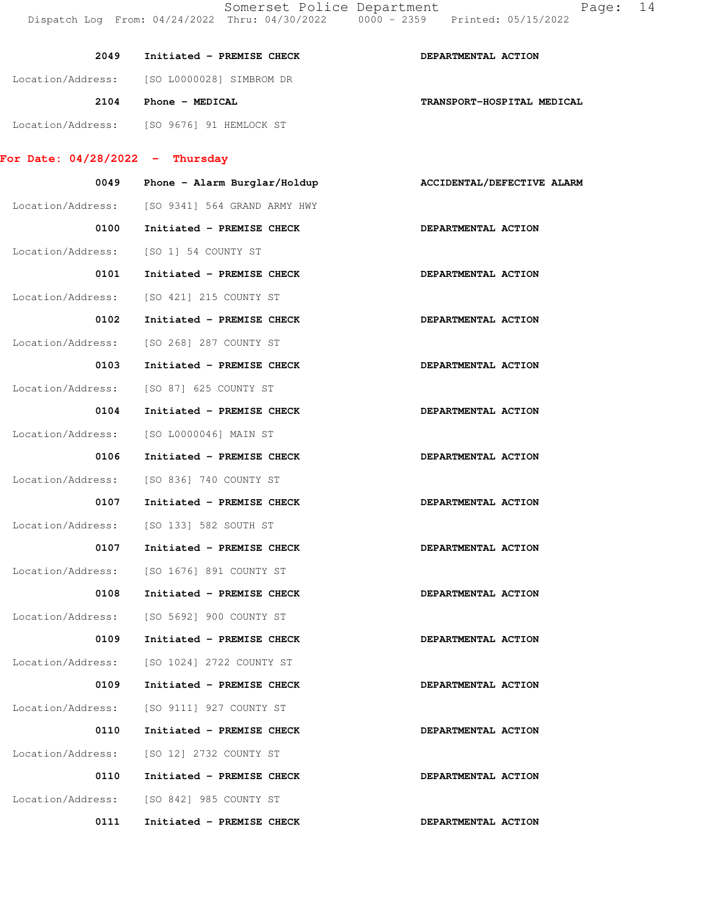| | | |
|---|---|---|
| 2049 | Initiated - PREMISE CHECK | DEPARTMENTAL ACTION |
| Location/Address: | [SO L0000028] SIMBROM DR | |
| 2104 | Phone - MEDICAL | TRANSPORT-HOSPITAL MEDICAL |
| Location/Address: | [SO 9676] 91 HEMLOCK ST | |

**For Date: 04/28/2022 - Thursday**

| | | |
|---|---|---|
| 0049 | Phone - Alarm Burglar/Holdup | ACCIDENTAL/DEFECTIVE ALARM |
| Location/Address: | [SO 9341] 564 GRAND ARMY HWY | |
| 0100 | Initiated - PREMISE CHECK | DEPARTMENTAL ACTION |
| Location/Address: | [SO 1] 54 COUNTY ST | |
| 0101 | Initiated - PREMISE CHECK | DEPARTMENTAL ACTION |
| Location/Address: | [SO 421] 215 COUNTY ST | |
| 0102 | Initiated - PREMISE CHECK | DEPARTMENTAL ACTION |
| Location/Address: | [SO 268] 287 COUNTY ST | |
| 0103 | Initiated - PREMISE CHECK | DEPARTMENTAL ACTION |
| Location/Address: | [SO 87] 625 COUNTY ST | |
| 0104 | Initiated - PREMISE CHECK | DEPARTMENTAL ACTION |
| Location/Address: | [SO L0000046] MAIN ST | |
| 0106 | Initiated - PREMISE CHECK | DEPARTMENTAL ACTION |
| Location/Address: | [SO 836] 740 COUNTY ST | |
| 0107 | Initiated - PREMISE CHECK | DEPARTMENTAL ACTION |
| Location/Address: | [SO 133] 582 SOUTH ST | |
| 0107 | Initiated - PREMISE CHECK | DEPARTMENTAL ACTION |
| Location/Address: | [SO 1676] 891 COUNTY ST | |
| 0108 | Initiated - PREMISE CHECK | DEPARTMENTAL ACTION |
| Location/Address: | [SO 5692] 900 COUNTY ST | |
| 0109 | Initiated - PREMISE CHECK | DEPARTMENTAL ACTION |
| Location/Address: | [SO 1024] 2722 COUNTY ST | |
| 0109 | Initiated - PREMISE CHECK | DEPARTMENTAL ACTION |
| Location/Address: | [SO 9111] 927 COUNTY ST | |
| 0110 | Initiated - PREMISE CHECK | DEPARTMENTAL ACTION |
| Location/Address: | [SO 12] 2732 COUNTY ST | |
| 0110 | Initiated - PREMISE CHECK | DEPARTMENTAL ACTION |
| Location/Address: | [SO 842] 985 COUNTY ST | |
| 0111 | Initiated - PREMISE CHECK | DEPARTMENTAL ACTION |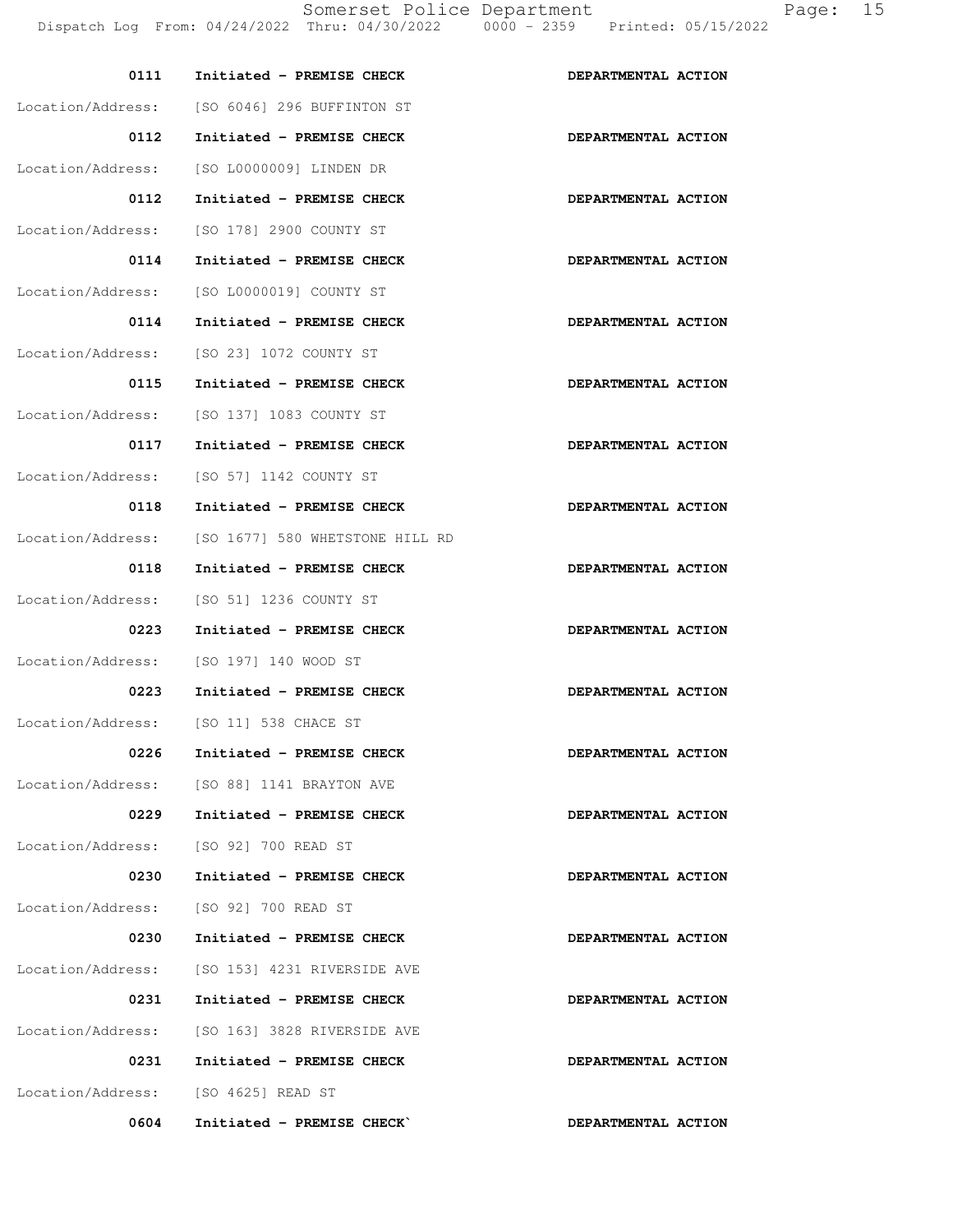| Time | Call | Action |
|---|---|---|
| 0111 | Initiated - PREMISE CHECK | DEPARTMENTAL ACTION |
| Location/Address: | [SO 6046] 296 BUFFINTON ST | |
| 0112 | Initiated - PREMISE CHECK | DEPARTMENTAL ACTION |
| Location/Address: | [SO L0000009] LINDEN DR | |
| 0112 | Initiated - PREMISE CHECK | DEPARTMENTAL ACTION |
| Location/Address: | [SO 178] 2900 COUNTY ST | |
| 0114 | Initiated - PREMISE CHECK | DEPARTMENTAL ACTION |
| Location/Address: | [SO L0000019] COUNTY ST | |
| 0114 | Initiated - PREMISE CHECK | DEPARTMENTAL ACTION |
| Location/Address: | [SO 23] 1072 COUNTY ST | |
| 0115 | Initiated - PREMISE CHECK | DEPARTMENTAL ACTION |
| Location/Address: | [SO 137] 1083 COUNTY ST | |
| 0117 | Initiated - PREMISE CHECK | DEPARTMENTAL ACTION |
| Location/Address: | [SO 57] 1142 COUNTY ST | |
| 0118 | Initiated - PREMISE CHECK | DEPARTMENTAL ACTION |
| Location/Address: | [SO 1677] 580 WHETSTONE HILL RD | |
| 0118 | Initiated - PREMISE CHECK | DEPARTMENTAL ACTION |
| Location/Address: | [SO 51] 1236 COUNTY ST | |
| 0223 | Initiated - PREMISE CHECK | DEPARTMENTAL ACTION |
| Location/Address: | [SO 197] 140 WOOD ST | |
| 0223 | Initiated - PREMISE CHECK | DEPARTMENTAL ACTION |
| Location/Address: | [SO 11] 538 CHACE ST | |
| 0226 | Initiated - PREMISE CHECK | DEPARTMENTAL ACTION |
| Location/Address: | [SO 88] 1141 BRAYTON AVE | |
| 0229 | Initiated - PREMISE CHECK | DEPARTMENTAL ACTION |
| Location/Address: | [SO 92] 700 READ ST | |
| 0230 | Initiated - PREMISE CHECK | DEPARTMENTAL ACTION |
| Location/Address: | [SO 92] 700 READ ST | |
| 0230 | Initiated - PREMISE CHECK | DEPARTMENTAL ACTION |
| Location/Address: | [SO 153] 4231 RIVERSIDE AVE | |
| 0231 | Initiated - PREMISE CHECK | DEPARTMENTAL ACTION |
| Location/Address: | [SO 163] 3828 RIVERSIDE AVE | |
| 0231 | Initiated - PREMISE CHECK | DEPARTMENTAL ACTION |
| Location/Address: | [SO 4625] READ ST | |
| 0604 | Initiated - PREMISE CHECK` | DEPARTMENTAL ACTION |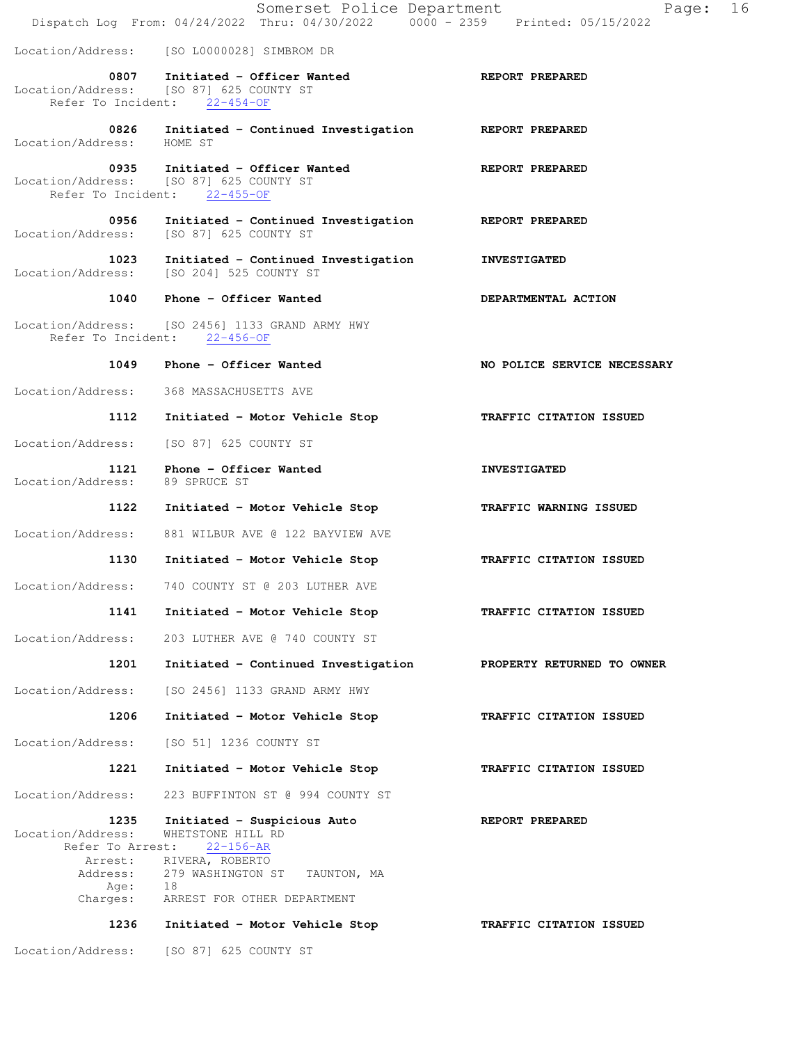Location/Address: [SO L0000028] SIMBROM DR

**0807 Initiated - Officer Wanted** — **REPORT PREPARED**
Location/Address: [SO 87] 625 COUNTY ST
Refer To Incident: 22-454-OF

**0826 Initiated - Continued Investigation** — **REPORT PREPARED**
Location/Address: HOME ST

**0935 Initiated - Officer Wanted** — **REPORT PREPARED**
Location/Address: [SO 87] 625 COUNTY ST
Refer To Incident: 22-455-OF

**0956 Initiated - Continued Investigation** — **REPORT PREPARED**
Location/Address: [SO 87] 625 COUNTY ST

**1023 Initiated - Continued Investigation** — **INVESTIGATED**
Location/Address: [SO 204] 525 COUNTY ST

**1040 Phone - Officer Wanted** — **DEPARTMENTAL ACTION**
Location/Address: [SO 2456] 1133 GRAND ARMY HWY
Refer To Incident: 22-456-OF

**1049 Phone - Officer Wanted** — **NO POLICE SERVICE NECESSARY**
Location/Address: 368 MASSACHUSETTS AVE

**1112 Initiated - Motor Vehicle Stop** — **TRAFFIC CITATION ISSUED**
Location/Address: [SO 87] 625 COUNTY ST

**1121 Phone - Officer Wanted** — **INVESTIGATED**
Location/Address: 89 SPRUCE ST

**1122 Initiated - Motor Vehicle Stop** — **TRAFFIC WARNING ISSUED**
Location/Address: 881 WILBUR AVE @ 122 BAYVIEW AVE

**1130 Initiated - Motor Vehicle Stop** — **TRAFFIC CITATION ISSUED**
Location/Address: 740 COUNTY ST @ 203 LUTHER AVE

**1141 Initiated - Motor Vehicle Stop** — **TRAFFIC CITATION ISSUED**
Location/Address: 203 LUTHER AVE @ 740 COUNTY ST

**1201 Initiated - Continued Investigation** — **PROPERTY RETURNED TO OWNER**
Location/Address: [SO 2456] 1133 GRAND ARMY HWY

**1206 Initiated - Motor Vehicle Stop** — **TRAFFIC CITATION ISSUED**
Location/Address: [SO 51] 1236 COUNTY ST

**1221 Initiated - Motor Vehicle Stop** — **TRAFFIC CITATION ISSUED**
Location/Address: 223 BUFFINTON ST @ 994 COUNTY ST

**1235 Initiated - Suspicious Auto** — **REPORT PREPARED**
Location/Address: WHETSTONE HILL RD
Refer To Arrest: 22-156-AR
Arrest: RIVERA, ROBERTO
Address: 279 WASHINGTON ST TAUNTON, MA
Age: 18
Charges: ARREST FOR OTHER DEPARTMENT

**1236 Initiated - Motor Vehicle Stop** — **TRAFFIC CITATION ISSUED**
Location/Address: [SO 87] 625 COUNTY ST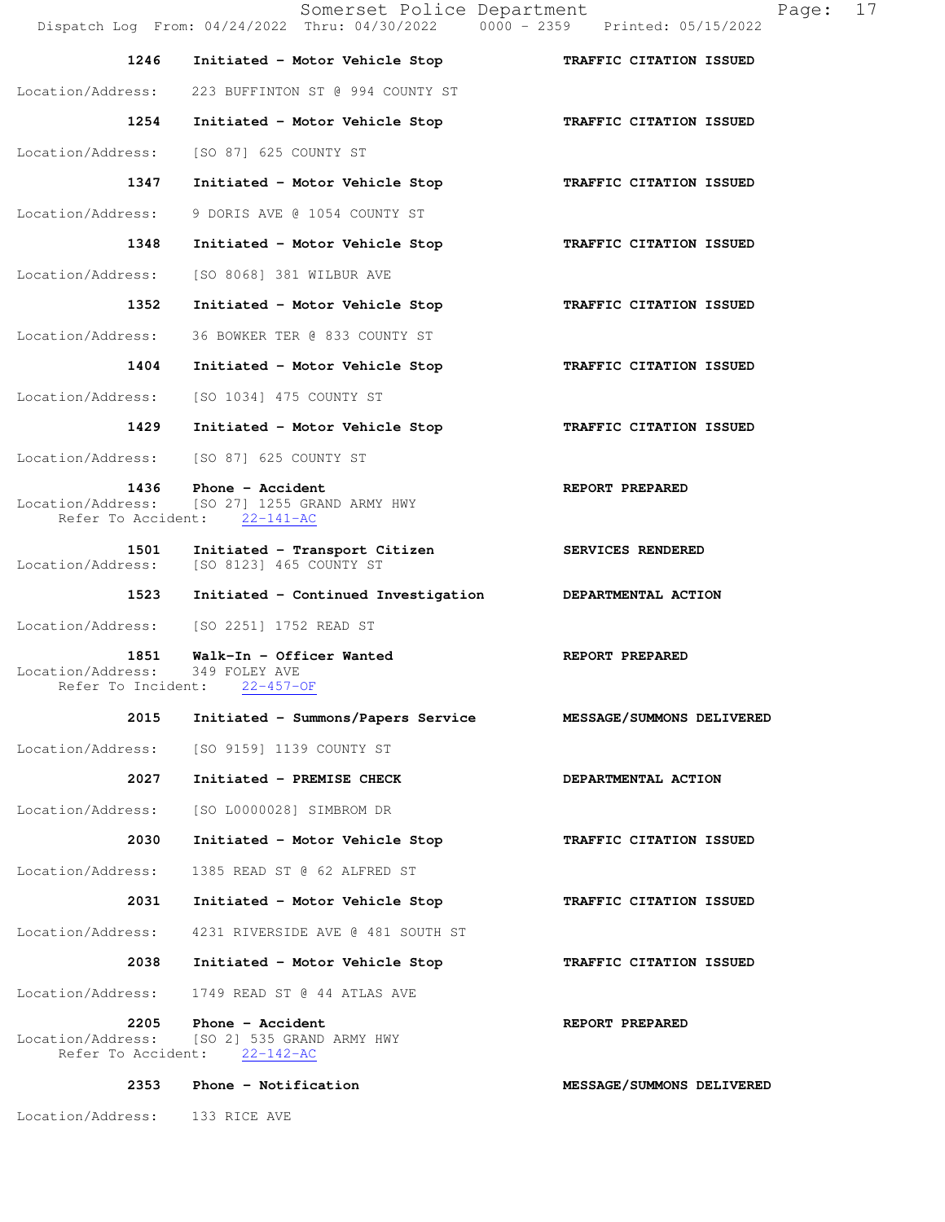| Time | Call Type | Disposition |
| --- | --- | --- |
| 1246 | Initiated - Motor Vehicle Stop | TRAFFIC CITATION ISSUED |
| | Location/Address: 223 BUFFINTON ST @ 994 COUNTY ST | |
| 1254 | Initiated - Motor Vehicle Stop | TRAFFIC CITATION ISSUED |
| | Location/Address: [SO 87] 625 COUNTY ST | |
| 1347 | Initiated - Motor Vehicle Stop | TRAFFIC CITATION ISSUED |
| | Location/Address: 9 DORIS AVE @ 1054 COUNTY ST | |
| 1348 | Initiated - Motor Vehicle Stop | TRAFFIC CITATION ISSUED |
| | Location/Address: [SO 8068] 381 WILBUR AVE | |
| 1352 | Initiated - Motor Vehicle Stop | TRAFFIC CITATION ISSUED |
| | Location/Address: 36 BOWKER TER @ 833 COUNTY ST | |
| 1404 | Initiated - Motor Vehicle Stop | TRAFFIC CITATION ISSUED |
| | Location/Address: [SO 1034] 475 COUNTY ST | |
| 1429 | Initiated - Motor Vehicle Stop | TRAFFIC CITATION ISSUED |
| | Location/Address: [SO 87] 625 COUNTY ST | |
| 1436 | Phone - Accident | REPORT PREPARED |
| | Location/Address: [SO 27] 1255 GRAND ARMY HWY<br>Refer To Accident: 22-141-AC | |
| 1501 | Initiated - Transport Citizen | SERVICES RENDERED |
| | Location/Address: [SO 8123] 465 COUNTY ST | |
| 1523 | Initiated - Continued Investigation | DEPARTMENTAL ACTION |
| | Location/Address: [SO 2251] 1752 READ ST | |
| 1851 | Walk-In - Officer Wanted | REPORT PREPARED |
| | Location/Address: 349 FOLEY AVE<br>Refer To Incident: 22-457-OF | |
| 2015 | Initiated - Summons/Papers Service | MESSAGE/SUMMONS DELIVERED |
| | Location/Address: [SO 9159] 1139 COUNTY ST | |
| 2027 | Initiated - PREMISE CHECK | DEPARTMENTAL ACTION |
| | Location/Address: [SO L0000028] SIMBROM DR | |
| 2030 | Initiated - Motor Vehicle Stop | TRAFFIC CITATION ISSUED |
| | Location/Address: 1385 READ ST @ 62 ALFRED ST | |
| 2031 | Initiated - Motor Vehicle Stop | TRAFFIC CITATION ISSUED |
| | Location/Address: 4231 RIVERSIDE AVE @ 481 SOUTH ST | |
| 2038 | Initiated - Motor Vehicle Stop | TRAFFIC CITATION ISSUED |
| | Location/Address: 1749 READ ST @ 44 ATLAS AVE | |
| 2205 | Phone - Accident | REPORT PREPARED |
| | Location/Address: [SO 2] 535 GRAND ARMY HWY<br>Refer To Accident: 22-142-AC | |
| 2353 | Phone - Notification | MESSAGE/SUMMONS DELIVERED |
| | Location/Address: 133 RICE AVE | |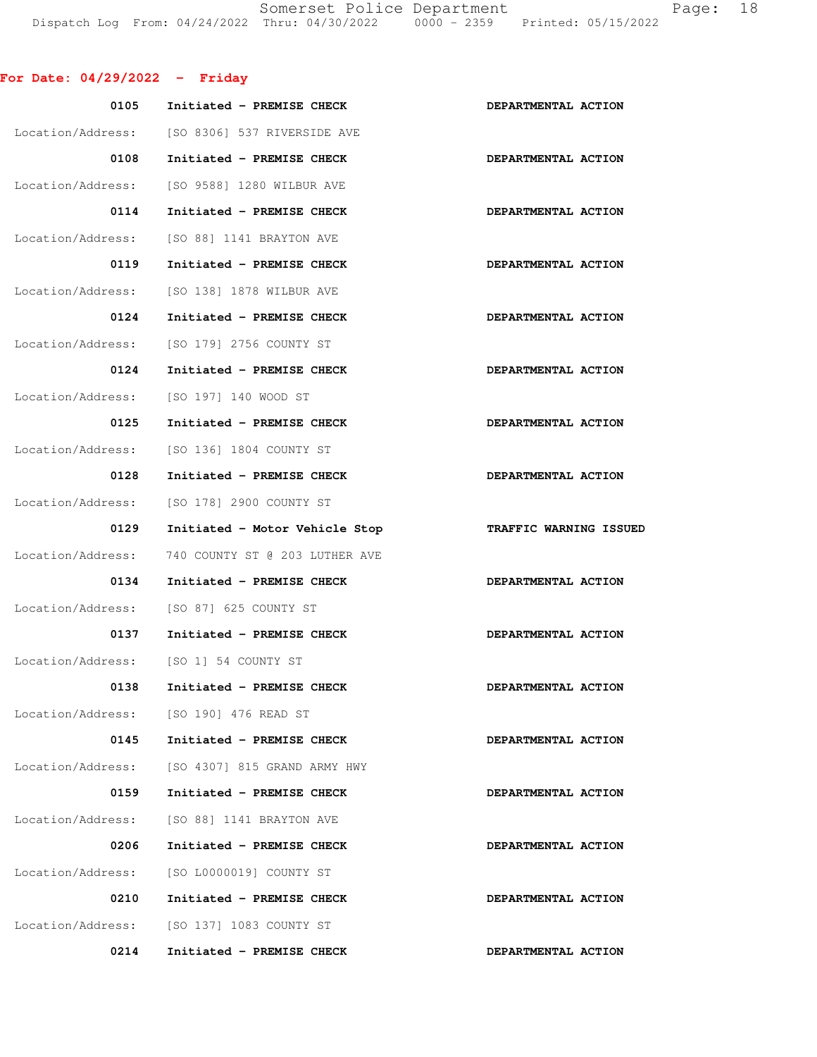## For Date: 04/29/2022 - Friday

**0105** **Initiated - PREMISE CHECK** **DEPARTMENTAL ACTION**
Location/Address: [SO 8306] 537 RIVERSIDE AVE

**0108** **Initiated - PREMISE CHECK** **DEPARTMENTAL ACTION**
Location/Address: [SO 9588] 1280 WILBUR AVE

**0114** **Initiated - PREMISE CHECK** **DEPARTMENTAL ACTION**
Location/Address: [SO 88] 1141 BRAYTON AVE

**0119** **Initiated - PREMISE CHECK** **DEPARTMENTAL ACTION**
Location/Address: [SO 138] 1878 WILBUR AVE

**0124** **Initiated - PREMISE CHECK** **DEPARTMENTAL ACTION**
Location/Address: [SO 179] 2756 COUNTY ST

**0124** **Initiated - PREMISE CHECK** **DEPARTMENTAL ACTION**
Location/Address: [SO 197] 140 WOOD ST

**0125** **Initiated - PREMISE CHECK** **DEPARTMENTAL ACTION**
Location/Address: [SO 136] 1804 COUNTY ST

**0128** **Initiated - PREMISE CHECK** **DEPARTMENTAL ACTION**
Location/Address: [SO 178] 2900 COUNTY ST

**0129** **Initiated - Motor Vehicle Stop** **TRAFFIC WARNING ISSUED**
Location/Address: 740 COUNTY ST @ 203 LUTHER AVE

**0134** **Initiated - PREMISE CHECK** **DEPARTMENTAL ACTION**
Location/Address: [SO 87] 625 COUNTY ST

**0137** **Initiated - PREMISE CHECK** **DEPARTMENTAL ACTION**
Location/Address: [SO 1] 54 COUNTY ST

**0138** **Initiated - PREMISE CHECK** **DEPARTMENTAL ACTION**
Location/Address: [SO 190] 476 READ ST

**0145** **Initiated - PREMISE CHECK** **DEPARTMENTAL ACTION**
Location/Address: [SO 4307] 815 GRAND ARMY HWY

**0159** **Initiated - PREMISE CHECK** **DEPARTMENTAL ACTION**
Location/Address: [SO 88] 1141 BRAYTON AVE

**0206** **Initiated - PREMISE CHECK** **DEPARTMENTAL ACTION**
Location/Address: [SO L0000019] COUNTY ST

**0210** **Initiated - PREMISE CHECK** **DEPARTMENTAL ACTION**
Location/Address: [SO 137] 1083 COUNTY ST

**0214** **Initiated - PREMISE CHECK** **DEPARTMENTAL ACTION**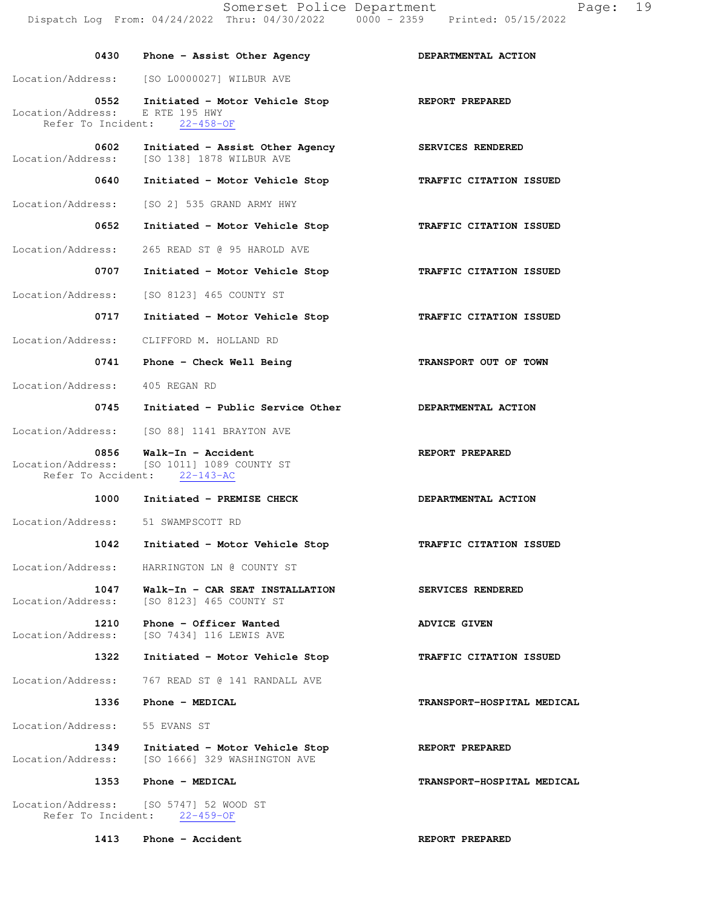| Time | Call Type | Disposition |
|---|---|---|
| 0430 | Phone - Assist Other Agency | DEPARTMENTAL ACTION |
| | Location/Address: [SO L0000027] WILBUR AVE | |
| 0552 | Initiated - Motor Vehicle Stop | REPORT PREPARED |
| | Location/Address: E RTE 195 HWY<br>Refer To Incident: 22-458-OF | |
| 0602 | Initiated - Assist Other Agency | SERVICES RENDERED |
| | Location/Address: [SO 138] 1878 WILBUR AVE | |
| 0640 | Initiated - Motor Vehicle Stop | TRAFFIC CITATION ISSUED |
| | Location/Address: [SO 2] 535 GRAND ARMY HWY | |
| 0652 | Initiated - Motor Vehicle Stop | TRAFFIC CITATION ISSUED |
| | Location/Address: 265 READ ST @ 95 HAROLD AVE | |
| 0707 | Initiated - Motor Vehicle Stop | TRAFFIC CITATION ISSUED |
| | Location/Address: [SO 8123] 465 COUNTY ST | |
| 0717 | Initiated - Motor Vehicle Stop | TRAFFIC CITATION ISSUED |
| | Location/Address: CLIFFORD M. HOLLAND RD | |
| 0741 | Phone - Check Well Being | TRANSPORT OUT OF TOWN |
| | Location/Address: 405 REGAN RD | |
| 0745 | Initiated - Public Service Other | DEPARTMENTAL ACTION |
| | Location/Address: [SO 88] 1141 BRAYTON AVE | |
| 0856 | Walk-In - Accident | REPORT PREPARED |
| | Location/Address: [SO 1011] 1089 COUNTY ST<br>Refer To Accident: 22-143-AC | |
| 1000 | Initiated - PREMISE CHECK | DEPARTMENTAL ACTION |
| | Location/Address: 51 SWAMPSCOTT RD | |
| 1042 | Initiated - Motor Vehicle Stop | TRAFFIC CITATION ISSUED |
| | Location/Address: HARRINGTON LN @ COUNTY ST | |
| 1047 | Walk-In - CAR SEAT INSTALLATION | SERVICES RENDERED |
| | Location/Address: [SO 8123] 465 COUNTY ST | |
| 1210 | Phone - Officer Wanted | ADVICE GIVEN |
| | Location/Address: [SO 7434] 116 LEWIS AVE | |
| 1322 | Initiated - Motor Vehicle Stop | TRAFFIC CITATION ISSUED |
| | Location/Address: 767 READ ST @ 141 RANDALL AVE | |
| 1336 | Phone - MEDICAL | TRANSPORT-HOSPITAL MEDICAL |
| | Location/Address: 55 EVANS ST | |
| 1349 | Initiated - Motor Vehicle Stop | REPORT PREPARED |
| | Location/Address: [SO 1666] 329 WASHINGTON AVE | |
| 1353 | Phone - MEDICAL | TRANSPORT-HOSPITAL MEDICAL |
| | Location/Address: [SO 5747] 52 WOOD ST<br>Refer To Incident: 22-459-OF | |
| 1413 | Phone - Accident | REPORT PREPARED |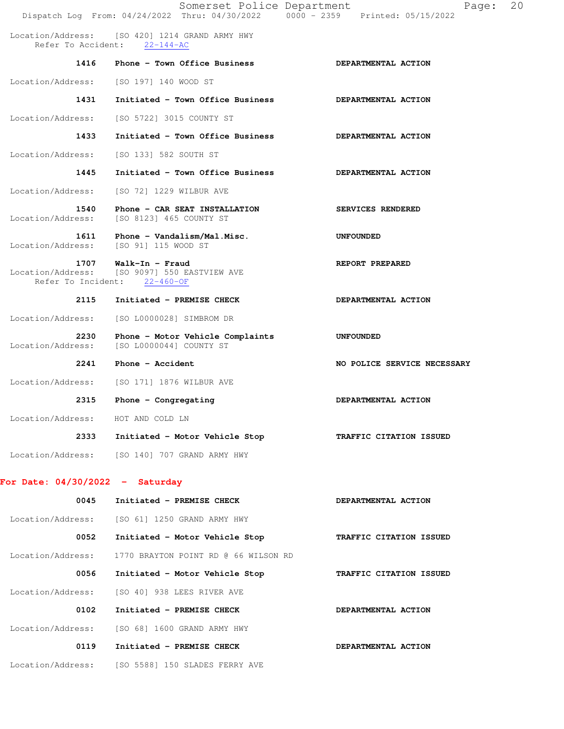Location/Address: [SO 420] 1214 GRAND ARMY HWY
Refer To Accident: 22-144-AC

**1416 Phone - Town Office Business** — **DEPARTMENTAL ACTION**

Location/Address: [SO 197] 140 WOOD ST

**1431 Initiated - Town Office Business** — **DEPARTMENTAL ACTION**

Location/Address: [SO 5722] 3015 COUNTY ST

**1433 Initiated - Town Office Business** — **DEPARTMENTAL ACTION**

Location/Address: [SO 133] 582 SOUTH ST

**1445 Initiated - Town Office Business** — **DEPARTMENTAL ACTION**

Location/Address: [SO 72] 1229 WILBUR AVE

**1540 Phone - CAR SEAT INSTALLATION** — **SERVICES RENDERED**
Location/Address: [SO 8123] 465 COUNTY ST

**1611 Phone - Vandalism/Mal.Misc.** — **UNFOUNDED**
Location/Address: [SO 91] 115 WOOD ST

**1707 Walk-In - Fraud** — **REPORT PREPARED**
Location/Address: [SO 9097] 550 EASTVIEW AVE
Refer To Incident: 22-460-OF

**2115 Initiated - PREMISE CHECK** — **DEPARTMENTAL ACTION**

Location/Address: [SO L0000028] SIMBROM DR

**2230 Phone - Motor Vehicle Complaints** — **UNFOUNDED**
Location/Address: [SO L0000044] COUNTY ST

**2241 Phone - Accident** — **NO POLICE SERVICE NECESSARY**

Location/Address: [SO 171] 1876 WILBUR AVE

**2315 Phone - Congregating** — **DEPARTMENTAL ACTION**

Location/Address: HOT AND COLD LN

**2333 Initiated - Motor Vehicle Stop** — **TRAFFIC CITATION ISSUED**

Location/Address: [SO 140] 707 GRAND ARMY HWY

## For Date: 04/30/2022 - Saturday

**0045 Initiated - PREMISE CHECK** — **DEPARTMENTAL ACTION**

Location/Address: [SO 61] 1250 GRAND ARMY HWY

**0052 Initiated - Motor Vehicle Stop** — **TRAFFIC CITATION ISSUED**

Location/Address: 1770 BRAYTON POINT RD @ 66 WILSON RD

**0056 Initiated - Motor Vehicle Stop** — **TRAFFIC CITATION ISSUED**

Location/Address: [SO 40] 938 LEES RIVER AVE

**0102 Initiated - PREMISE CHECK** — **DEPARTMENTAL ACTION**

Location/Address: [SO 68] 1600 GRAND ARMY HWY

**0119 Initiated - PREMISE CHECK** — **DEPARTMENTAL ACTION**

Location/Address: [SO 5588] 150 SLADES FERRY AVE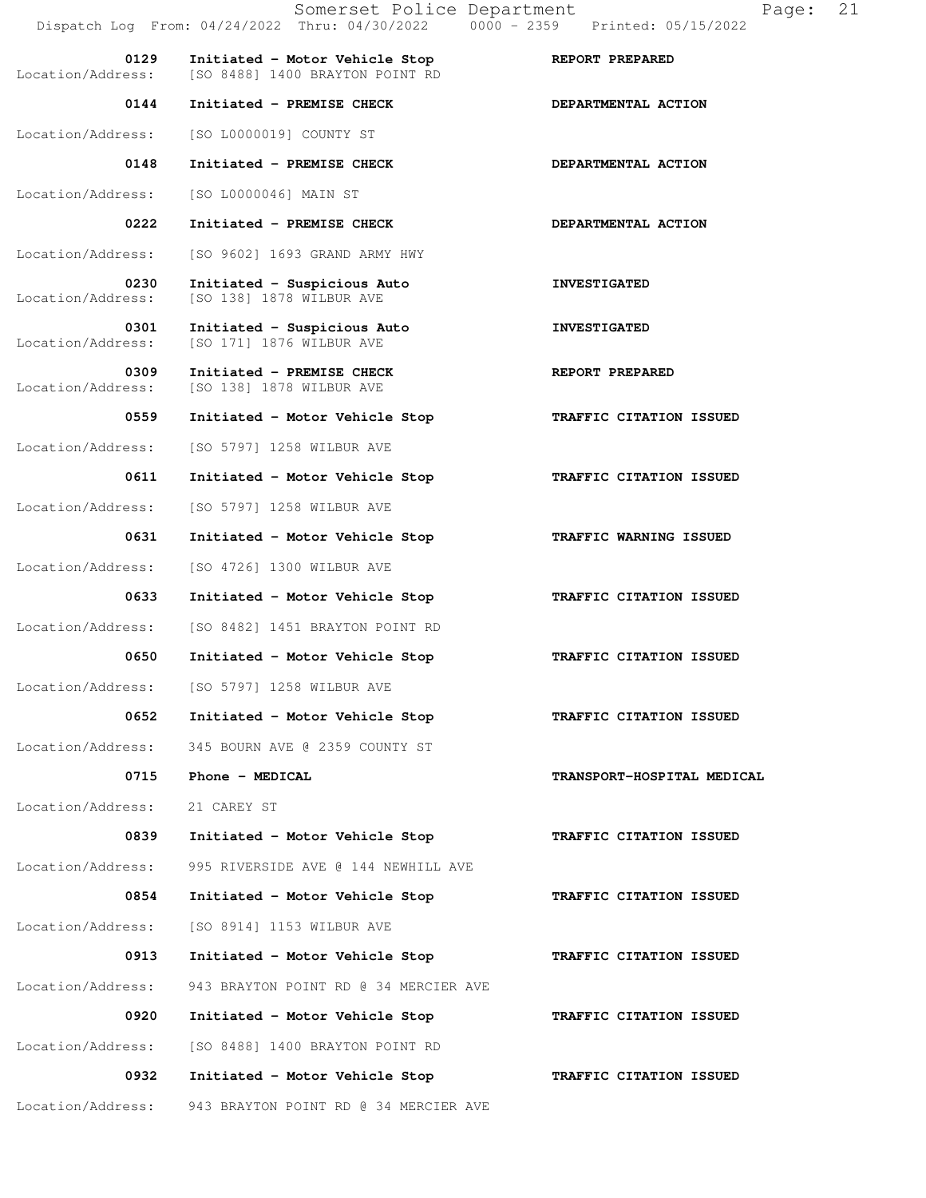| Time | Call Type | Disposition |
| --- | --- | --- |
| 0129 | Initiated - Motor Vehicle Stop | REPORT PREPARED |
| Location/Address: | [SO 8488] 1400 BRAYTON POINT RD | |
| 0144 | Initiated - PREMISE CHECK | DEPARTMENTAL ACTION |
| Location/Address: | [SO L0000019] COUNTY ST | |
| 0148 | Initiated - PREMISE CHECK | DEPARTMENTAL ACTION |
| Location/Address: | [SO L0000046] MAIN ST | |
| 0222 | Initiated - PREMISE CHECK | DEPARTMENTAL ACTION |
| Location/Address: | [SO 9602] 1693 GRAND ARMY HWY | |
| 0230 | Initiated - Suspicious Auto | INVESTIGATED |
| Location/Address: | [SO 138] 1878 WILBUR AVE | |
| 0301 | Initiated - Suspicious Auto | INVESTIGATED |
| Location/Address: | [SO 171] 1876 WILBUR AVE | |
| 0309 | Initiated - PREMISE CHECK | REPORT PREPARED |
| Location/Address: | [SO 138] 1878 WILBUR AVE | |
| 0559 | Initiated - Motor Vehicle Stop | TRAFFIC CITATION ISSUED |
| Location/Address: | [SO 5797] 1258 WILBUR AVE | |
| 0611 | Initiated - Motor Vehicle Stop | TRAFFIC CITATION ISSUED |
| Location/Address: | [SO 5797] 1258 WILBUR AVE | |
| 0631 | Initiated - Motor Vehicle Stop | TRAFFIC WARNING ISSUED |
| Location/Address: | [SO 4726] 1300 WILBUR AVE | |
| 0633 | Initiated - Motor Vehicle Stop | TRAFFIC CITATION ISSUED |
| Location/Address: | [SO 8482] 1451 BRAYTON POINT RD | |
| 0650 | Initiated - Motor Vehicle Stop | TRAFFIC CITATION ISSUED |
| Location/Address: | [SO 5797] 1258 WILBUR AVE | |
| 0652 | Initiated - Motor Vehicle Stop | TRAFFIC CITATION ISSUED |
| Location/Address: | 345 BOURN AVE @ 2359 COUNTY ST | |
| 0715 | Phone - MEDICAL | TRANSPORT-HOSPITAL MEDICAL |
| Location/Address: | 21 CAREY ST | |
| 0839 | Initiated - Motor Vehicle Stop | TRAFFIC CITATION ISSUED |
| Location/Address: | 995 RIVERSIDE AVE @ 144 NEWHILL AVE | |
| 0854 | Initiated - Motor Vehicle Stop | TRAFFIC CITATION ISSUED |
| Location/Address: | [SO 8914] 1153 WILBUR AVE | |
| 0913 | Initiated - Motor Vehicle Stop | TRAFFIC CITATION ISSUED |
| Location/Address: | 943 BRAYTON POINT RD @ 34 MERCIER AVE | |
| 0920 | Initiated - Motor Vehicle Stop | TRAFFIC CITATION ISSUED |
| Location/Address: | [SO 8488] 1400 BRAYTON POINT RD | |
| 0932 | Initiated - Motor Vehicle Stop | TRAFFIC CITATION ISSUED |
| Location/Address: | 943 BRAYTON POINT RD @ 34 MERCIER AVE | |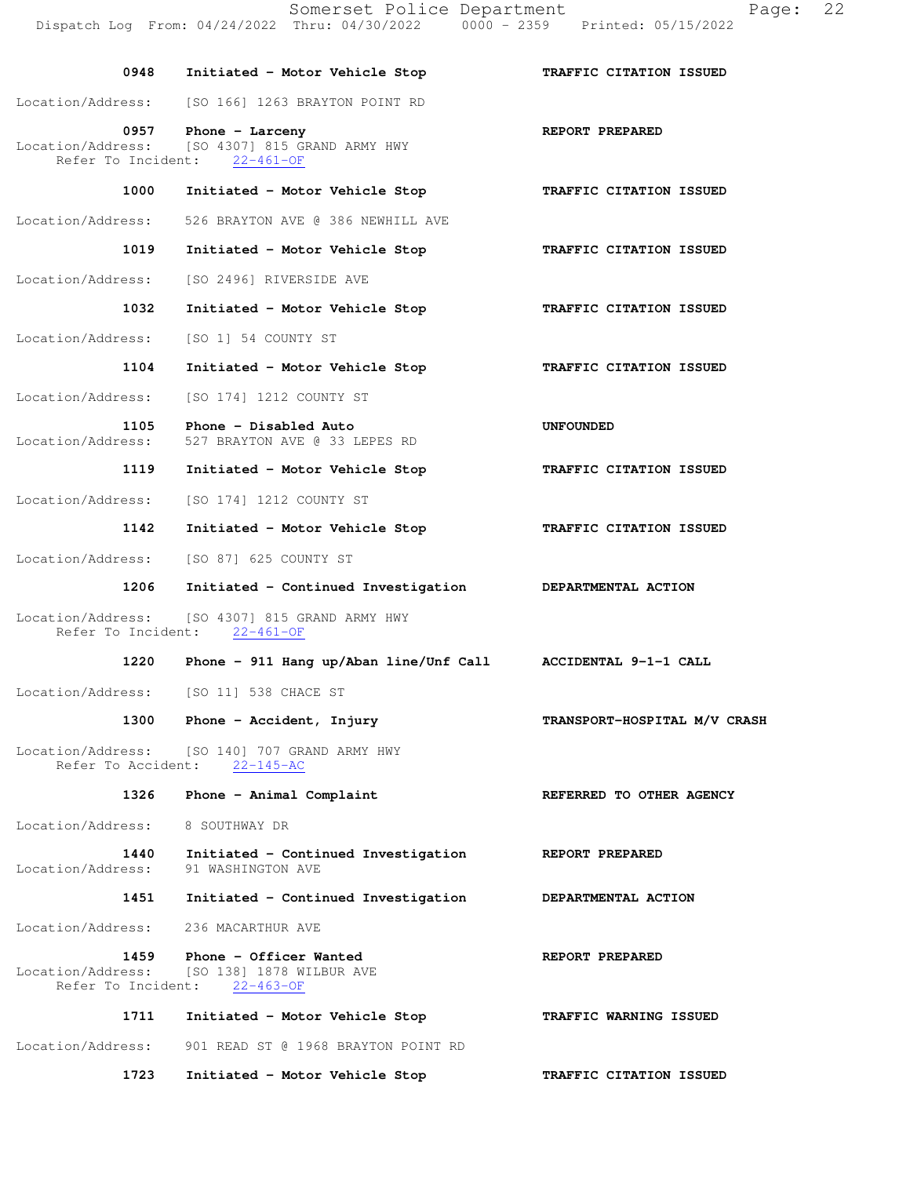| Time | Call Type | Disposition |
|---|---|---|
| 0948 | Initiated - Motor Vehicle Stop | TRAFFIC CITATION ISSUED |

Location/Address: [SO 166] 1263 BRAYTON POINT RD

| Time | Call Type | Disposition |
|---|---|---|
| 0957 | Phone - Larceny | REPORT PREPARED |

Location/Address: [SO 4307] 815 GRAND ARMY HWY
Refer To Incident: 22-461-OF

| Time | Call Type | Disposition |
|---|---|---|
| 1000 | Initiated - Motor Vehicle Stop | TRAFFIC CITATION ISSUED |

Location/Address: 526 BRAYTON AVE @ 386 NEWHILL AVE

| Time | Call Type | Disposition |
|---|---|---|
| 1019 | Initiated - Motor Vehicle Stop | TRAFFIC CITATION ISSUED |

Location/Address: [SO 2496] RIVERSIDE AVE

| Time | Call Type | Disposition |
|---|---|---|
| 1032 | Initiated - Motor Vehicle Stop | TRAFFIC CITATION ISSUED |

Location/Address: [SO 1] 54 COUNTY ST

| Time | Call Type | Disposition |
|---|---|---|
| 1104 | Initiated - Motor Vehicle Stop | TRAFFIC CITATION ISSUED |

Location/Address: [SO 174] 1212 COUNTY ST

| Time | Call Type | Disposition |
|---|---|---|
| 1105 | Phone - Disabled Auto | UNFOUNDED |

Location/Address: 527 BRAYTON AVE @ 33 LEPES RD

| Time | Call Type | Disposition |
|---|---|---|
| 1119 | Initiated - Motor Vehicle Stop | TRAFFIC CITATION ISSUED |

Location/Address: [SO 174] 1212 COUNTY ST

| Time | Call Type | Disposition |
|---|---|---|
| 1142 | Initiated - Motor Vehicle Stop | TRAFFIC CITATION ISSUED |

Location/Address: [SO 87] 625 COUNTY ST

| Time | Call Type | Disposition |
|---|---|---|
| 1206 | Initiated - Continued Investigation | DEPARTMENTAL ACTION |

Location/Address: [SO 4307] 815 GRAND ARMY HWY
Refer To Incident: 22-461-OF

| Time | Call Type | Disposition |
|---|---|---|
| 1220 | Phone - 911 Hang up/Aban line/Unf Call | ACCIDENTAL 9-1-1 CALL |

Location/Address: [SO 11] 538 CHACE ST

| Time | Call Type | Disposition |
|---|---|---|
| 1300 | Phone - Accident, Injury | TRANSPORT-HOSPITAL M/V CRASH |

Location/Address: [SO 140] 707 GRAND ARMY HWY
Refer To Accident: 22-145-AC

| Time | Call Type | Disposition |
|---|---|---|
| 1326 | Phone - Animal Complaint | REFERRED TO OTHER AGENCY |

Location/Address: 8 SOUTHWAY DR

| Time | Call Type | Disposition |
|---|---|---|
| 1440 | Initiated - Continued Investigation | REPORT PREPARED |

Location/Address: 91 WASHINGTON AVE

| Time | Call Type | Disposition |
|---|---|---|
| 1451 | Initiated - Continued Investigation | DEPARTMENTAL ACTION |

Location/Address: 236 MACARTHUR AVE

| Time | Call Type | Disposition |
|---|---|---|
| 1459 | Phone - Officer Wanted | REPORT PREPARED |

Location/Address: [SO 138] 1878 WILBUR AVE
Refer To Incident: 22-463-OF

| Time | Call Type | Disposition |
|---|---|---|
| 1711 | Initiated - Motor Vehicle Stop | TRAFFIC WARNING ISSUED |

Location/Address: 901 READ ST @ 1968 BRAYTON POINT RD

| Time | Call Type | Disposition |
|---|---|---|
| 1723 | Initiated - Motor Vehicle Stop | TRAFFIC CITATION ISSUED |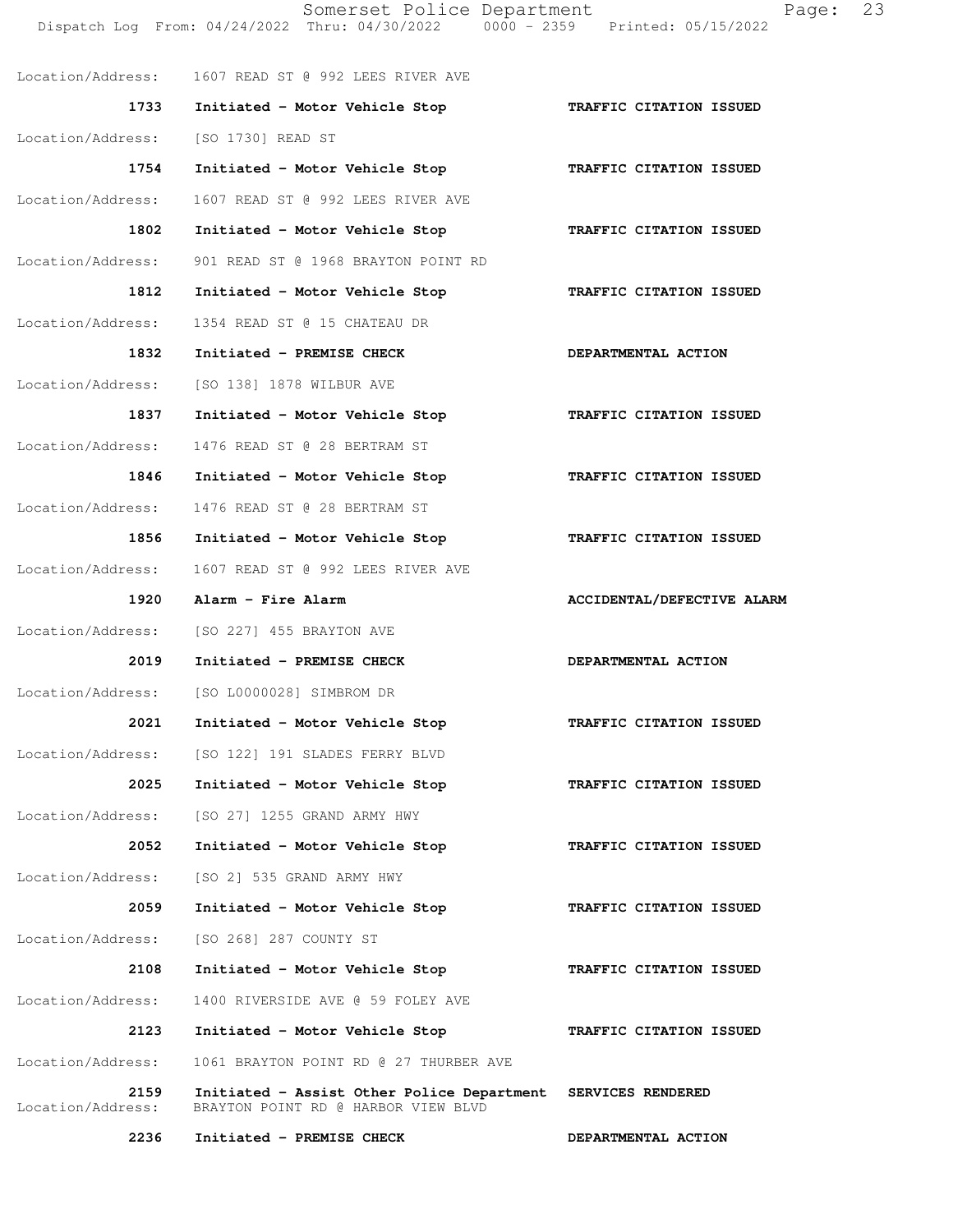Location/Address: 1607 READ ST @ 992 LEES RIVER AVE

**1733** **Initiated - Motor Vehicle Stop** **TRAFFIC CITATION ISSUED**

Location/Address: [SO 1730] READ ST

**1754** **Initiated - Motor Vehicle Stop** **TRAFFIC CITATION ISSUED**

Location/Address: 1607 READ ST @ 992 LEES RIVER AVE

**1802** **Initiated - Motor Vehicle Stop** **TRAFFIC CITATION ISSUED**

Location/Address: 901 READ ST @ 1968 BRAYTON POINT RD

**1812** **Initiated - Motor Vehicle Stop** **TRAFFIC CITATION ISSUED**

Location/Address: 1354 READ ST @ 15 CHATEAU DR

**1832** **Initiated - PREMISE CHECK** **DEPARTMENTAL ACTION**

Location/Address: [SO 138] 1878 WILBUR AVE

**1837** **Initiated - Motor Vehicle Stop** **TRAFFIC CITATION ISSUED**

Location/Address: 1476 READ ST @ 28 BERTRAM ST

**1846** **Initiated - Motor Vehicle Stop** **TRAFFIC CITATION ISSUED**

Location/Address: 1476 READ ST @ 28 BERTRAM ST

**1856** **Initiated - Motor Vehicle Stop** **TRAFFIC CITATION ISSUED**

Location/Address: 1607 READ ST @ 992 LEES RIVER AVE

**1920** **Alarm - Fire Alarm** **ACCIDENTAL/DEFECTIVE ALARM**

Location/Address: [SO 227] 455 BRAYTON AVE

**2019** **Initiated - PREMISE CHECK** **DEPARTMENTAL ACTION**

Location/Address: [SO L0000028] SIMBROM DR

**2021** **Initiated - Motor Vehicle Stop** **TRAFFIC CITATION ISSUED**

Location/Address: [SO 122] 191 SLADES FERRY BLVD

**2025** **Initiated - Motor Vehicle Stop** **TRAFFIC CITATION ISSUED**

Location/Address: [SO 27] 1255 GRAND ARMY HWY

**2052** **Initiated - Motor Vehicle Stop** **TRAFFIC CITATION ISSUED**

Location/Address: [SO 2] 535 GRAND ARMY HWY

**2059** **Initiated - Motor Vehicle Stop** **TRAFFIC CITATION ISSUED**

Location/Address: [SO 268] 287 COUNTY ST

**2108** **Initiated - Motor Vehicle Stop** **TRAFFIC CITATION ISSUED**

Location/Address: 1400 RIVERSIDE AVE @ 59 FOLEY AVE

**2123** **Initiated - Motor Vehicle Stop** **TRAFFIC CITATION ISSUED**

Location/Address: 1061 BRAYTON POINT RD @ 27 THURBER AVE

**2159** **Initiated - Assist Other Police Department** **SERVICES RENDERED**

Location/Address: BRAYTON POINT RD @ HARBOR VIEW BLVD

**2236** **Initiated - PREMISE CHECK** **DEPARTMENTAL ACTION**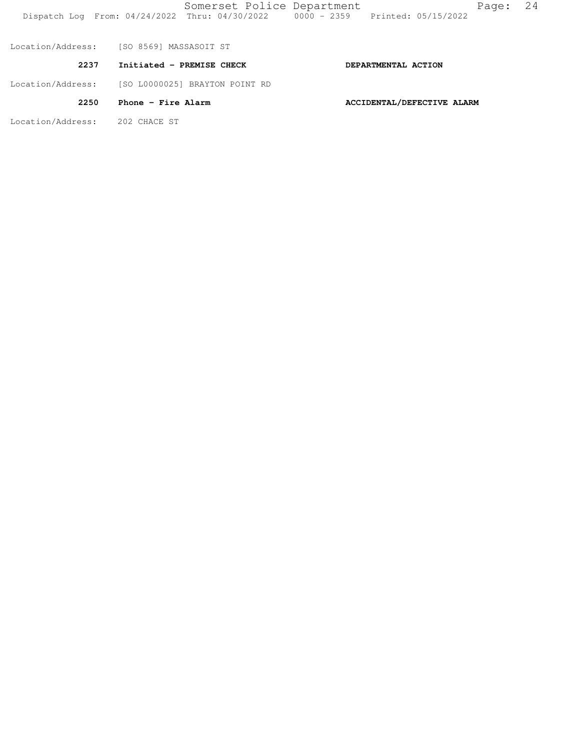Location/Address: [SO 8569] MASSASOIT ST

**2237 Initiated - PREMISE CHECK** **DEPARTMENTAL ACTION**

Location/Address: [SO L0000025] BRAYTON POINT RD

**2250 Phone - Fire Alarm** **ACCIDENTAL/DEFECTIVE ALARM**

Location/Address: 202 CHACE ST